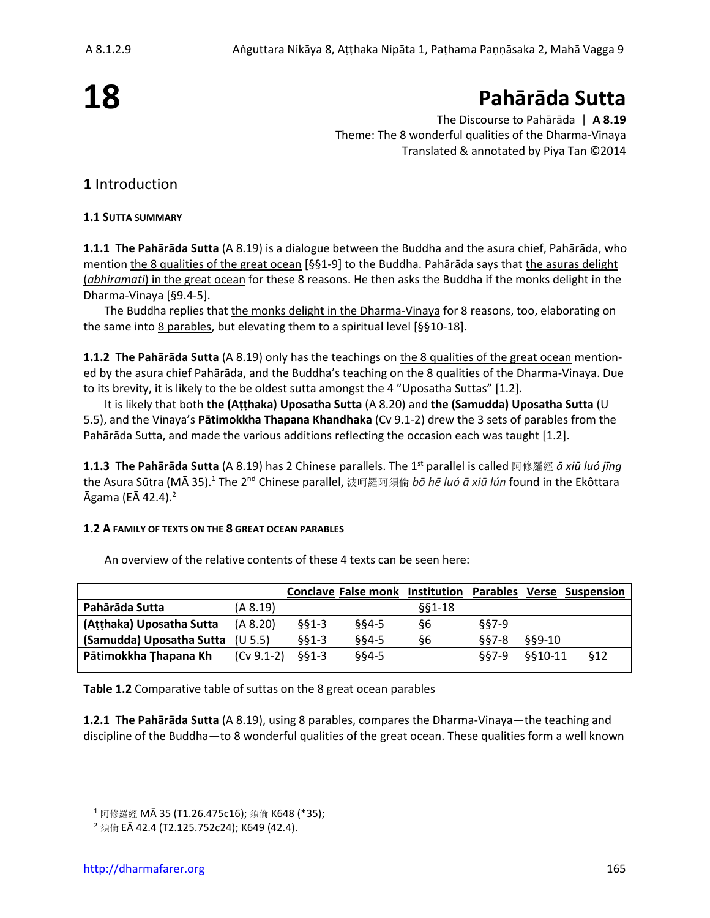# 18

# Pahārāda Sutta

The Discourse to Pahārāda | **A 8.19**
Theme: The 8 wonderful qualities of the Dharma-Vinaya
Translated & annotated by Piya Tan ©2014

## 1 Introduction

### 1.1 SUTTA SUMMARY

**1.1.1 The Pahārāda Sutta** (A 8.19) is a dialogue between the Buddha and the asura chief, Pahārāda, who mention the 8 qualities of the great ocean [§§1-9] to the Buddha. Pahārāda says that the asuras delight (*abhiramati*) in the great ocean for these 8 reasons. He then asks the Buddha if the monks delight in the Dharma-Vinaya [§9.4-5].

The Buddha replies that the monks delight in the Dharma-Vinaya for 8 reasons, too, elaborating on the same into 8 parables, but elevating them to a spiritual level [§§10-18].

**1.1.2 The Pahārāda Sutta** (A 8.19) only has the teachings on the 8 qualities of the great ocean mentioned by the asura chief Pahārāda, and the Buddha's teaching on the 8 qualities of the Dharma-Vinaya. Due to its brevity, it is likely to the be oldest sutta amongst the 4 "Uposatha Suttas" [1.2].

It is likely that both **the (Aṭṭhaka) Uposatha Sutta** (A 8.20) and **the (Samudda) Uposatha Sutta** (U 5.5), and the Vinaya's **Pātimokkha Thapana Khandhaka** (Cv 9.1-2) drew the 3 sets of parables from the Pahārāda Sutta, and made the various additions reflecting the occasion each was taught [1.2].

**1.1.3 The Pahārāda Sutta** (A 8.19) has 2 Chinese parallels. The 1st parallel is called 阿修羅經 *ā xiū luó jīng* the Asura Sūtra (MĀ 35).[1] The 2nd Chinese parallel, 波呵羅阿須倫 *bō hē luó ā xiū lún* found in the Ekôttara Āgama (EĀ 42.4).[2]

### 1.2 A FAMILY OF TEXTS ON THE 8 GREAT OCEAN PARABLES

An overview of the relative contents of these 4 texts can be seen here:

| | | Conclave | False monk | Institution | Parables | Verse | Suspension |
|---|---|---|---|---|---|---|---|
| **Pahārāda Sutta** | (A 8.19) | | | §§1-18 | | | |
| **(Aṭṭhaka) Uposatha Sutta** | (A 8.20) | §§1-3 | §§4-5 | §6 | §§7-9 | | |
| **(Samudda) Uposatha Sutta** | (U 5.5) | §§1-3 | §§4-5 | §6 | §§7-8 | §§9-10 | |
| **Pātimokkha Ṭhapana Kh** | (Cv 9.1-2) | §§1-3 | §§4-5 | | §§7-9 | §§10-11 | §12 |

**Table 1.2** Comparative table of suttas on the 8 great ocean parables

**1.2.1 The Pahārāda Sutta** (A 8.19), using 8 parables, compares the Dharma-Vinaya—the teaching and discipline of the Buddha—to 8 wonderful qualities of the great ocean. These qualities form a well known

---

[1] 阿修羅經 MĀ 35 (T1.26.475c16); 須倫 K648 (*35);

[2] 須倫 EĀ 42.4 (T2.125.752c24); K649 (42.4).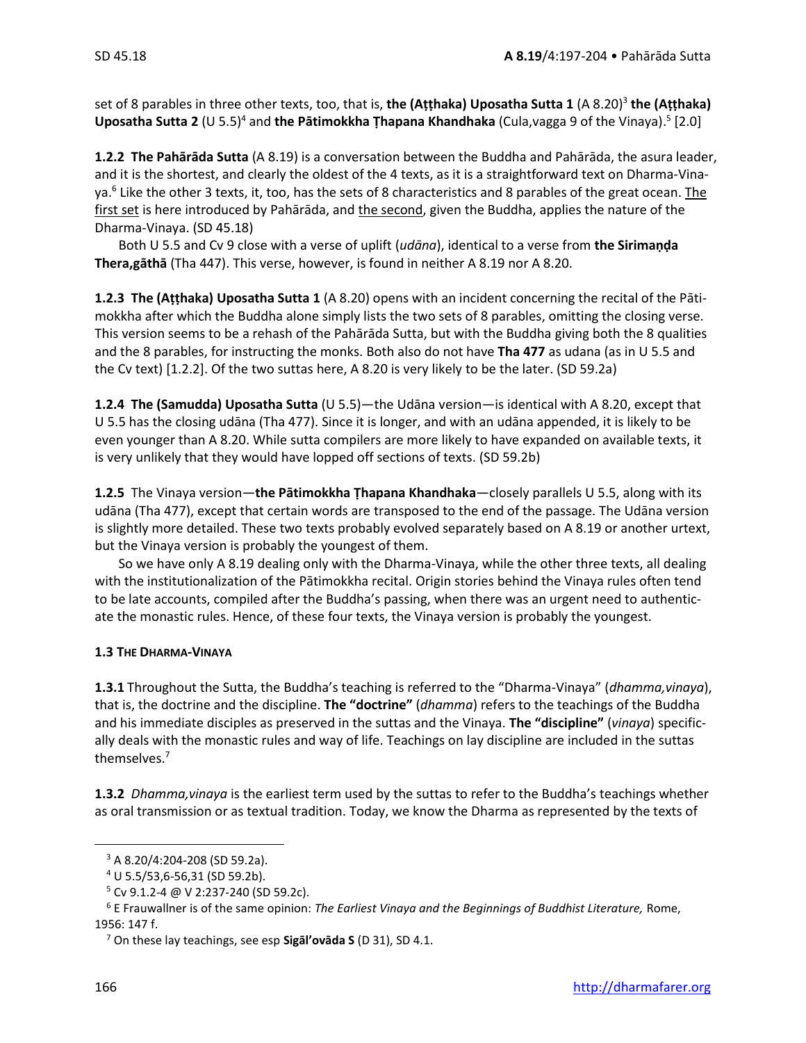set of 8 parables in three other texts, too, that is, **the (Aṭṭhaka) Uposatha Sutta 1** (A 8.20)[3] **the (Aṭṭhaka) Uposatha Sutta 2** (U 5.5)[4] and **the Pātimokkha Ṭhapana Khandhaka** (Cula,vagga 9 of the Vinaya).[5] [2.0]

**1.2.2 The Pahārāda Sutta** (A 8.19) is a conversation between the Buddha and Pahārāda, the asura leader, and it is the shortest, and clearly the oldest of the 4 texts, as it is a straightforward text on Dharma-Vinaya.[6] Like the other 3 texts, it, too, has the sets of 8 characteristics and 8 parables of the great ocean. The first set is here introduced by Pahārāda, and the second, given the Buddha, applies the nature of the Dharma-Vinaya. (SD 45.18)

Both U 5.5 and Cv 9 close with a verse of uplift (*udāna*), identical to a verse from **the Sirimaṇḍa Thera,gāthā** (Tha 447). This verse, however, is found in neither A 8.19 nor A 8.20.

**1.2.3 The (Aṭṭhaka) Uposatha Sutta 1** (A 8.20) opens with an incident concerning the recital of the Pātimokkha after which the Buddha alone simply lists the two sets of 8 parables, omitting the closing verse. This version seems to be a rehash of the Pahārāda Sutta, but with the Buddha giving both the 8 qualities and the 8 parables, for instructing the monks. Both also do not have **Tha 477** as udana (as in U 5.5 and the Cv text) [1.2.2]. Of the two suttas here, A 8.20 is very likely to be the later. (SD 59.2a)

**1.2.4 The (Samudda) Uposatha Sutta** (U 5.5)—the Udāna version—is identical with A 8.20, except that U 5.5 has the closing udāna (Tha 477). Since it is longer, and with an udāna appended, it is likely to be even younger than A 8.20. While sutta compilers are more likely to have expanded on available texts, it is very unlikely that they would have lopped off sections of texts. (SD 59.2b)

**1.2.5** The Vinaya version—**the Pātimokkha Ṭhapana Khandhaka**—closely parallels U 5.5, along with its udāna (Tha 477), except that certain words are transposed to the end of the passage. The Udāna version is slightly more detailed. These two texts probably evolved separately based on A 8.19 or another urtext, but the Vinaya version is probably the youngest of them.

So we have only A 8.19 dealing only with the Dharma-Vinaya, while the other three texts, all dealing with the institutionalization of the Pātimokkha recital. Origin stories behind the Vinaya rules often tend to be late accounts, compiled after the Buddha's passing, when there was an urgent need to authenticate the monastic rules. Hence, of these four texts, the Vinaya version is probably the youngest.

#### 1.3 THE DHARMA-VINAYA

**1.3.1** Throughout the Sutta, the Buddha's teaching is referred to the "Dharma-Vinaya" (*dhamma,vinaya*), that is, the doctrine and the discipline. **The "doctrine"** (*dhamma*) refers to the teachings of the Buddha and his immediate disciples as preserved in the suttas and the Vinaya. **The "discipline"** (*vinaya*) specifically deals with the monastic rules and way of life. Teachings on lay discipline are included in the suttas themselves.[7]

**1.3.2** *Dhamma,vinaya* is the earliest term used by the suttas to refer to the Buddha's teachings whether as oral transmission or as textual tradition. Today, we know the Dharma as represented by the texts of

---

[3] A 8.20/4:204-208 (SD 59.2a).

[4] U 5.5/53,6-56,31 (SD 59.2b).

[5] Cv 9.1.2-4 @ V 2:237-240 (SD 59.2c).

[6] E Frauwallner is of the same opinion: *The Earliest Vinaya and the Beginnings of Buddhist Literature,* Rome, 1956: 147 f.

[7] On these lay teachings, see esp **Sigāl'ovāda S** (D 31), SD 4.1.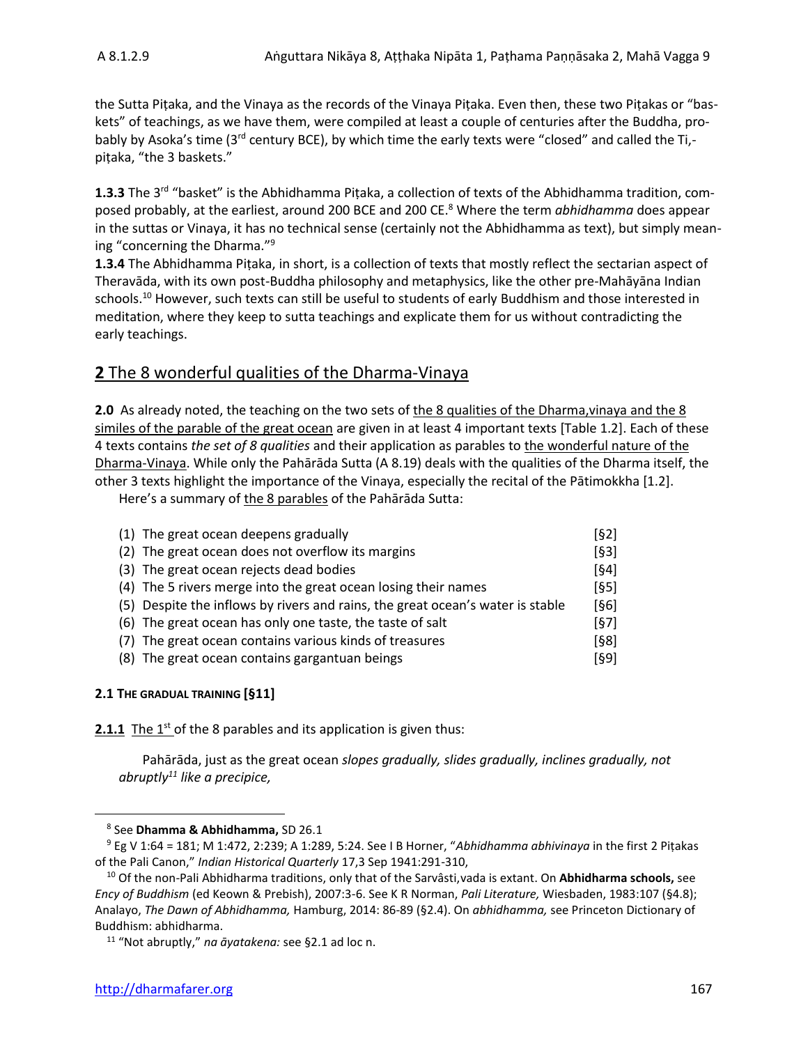the Sutta Piṭaka, and the Vinaya as the records of the Vinaya Piṭaka. Even then, these two Piṭakas or "baskets" of teachings, as we have them, were compiled at least a couple of centuries after the Buddha, probably by Asoka's time (3rd century BCE), by which time the early texts were "closed" and called the Ti,-piṭaka, "the 3 baskets."

**1.3.3** The 3rd "basket" is the Abhidhamma Piṭaka, a collection of texts of the Abhidhamma tradition, composed probably, at the earliest, around 200 BCE and 200 CE.[8] Where the term *abhidhamma* does appear in the suttas or Vinaya, it has no technical sense (certainly not the Abhidhamma as text), but simply meaning "concerning the Dharma."[9]

**1.3.4** The Abhidhamma Piṭaka, in short, is a collection of texts that mostly reflect the sectarian aspect of Theravāda, with its own post-Buddha philosophy and metaphysics, like the other pre-Mahāyāna Indian schools.[10] However, such texts can still be useful to students of early Buddhism and those interested in meditation, where they keep to sutta teachings and explicate them for us without contradicting the early teachings.

## **2** The 8 wonderful qualities of the Dharma-Vinaya

**2.0** As already noted, the teaching on the two sets of the 8 qualities of the Dharma,vinaya and the 8 similes of the parable of the great ocean are given in at least 4 important texts [Table 1.2]. Each of these 4 texts contains *the set of 8 qualities* and their application as parables to the wonderful nature of the Dharma-Vinaya. While only the Pahārāda Sutta (A 8.19) deals with the qualities of the Dharma itself, the other 3 texts highlight the importance of the Vinaya, especially the recital of the Pātimokkha [1.2].

Here's a summary of the 8 parables of the Pahārāda Sutta:

| | |
|---|---|
| (1) The great ocean deepens gradually | [§2] |
| (2) The great ocean does not overflow its margins | [§3] |
| (3) The great ocean rejects dead bodies | [§4] |
| (4) The 5 rivers merge into the great ocean losing their names | [§5] |
| (5) Despite the inflows by rivers and rains, the great ocean's water is stable | [§6] |
| (6) The great ocean has only one taste, the taste of salt | [§7] |
| (7) The great ocean contains various kinds of treasures | [§8] |
| (8) The great ocean contains gargantuan beings | [§9] |

### 2.1 THE GRADUAL TRAINING [§11]

**2.1.1** The 1st of the 8 parables and its application is given thus:

> Pahārāda, just as the great ocean *slopes gradually, slides gradually, inclines gradually, not abruptly[11] like a precipice,*

---

[8] See **Dhamma & Abhidhamma,** SD 26.1

[9] Eg V 1:64 = 181; M 1:472, 2:239; A 1:289, 5:24. See I B Horner, "*Abhidhamma abhivinaya* in the first 2 Piṭakas of the Pali Canon," *Indian Historical Quarterly* 17,3 Sep 1941:291-310,

[10] Of the non-Pali Abhidharma traditions, only that of the Sarvâsti,vada is extant. On **Abhidharma schools,** see *Ency of Buddhism* (ed Keown & Prebish), 2007:3-6. See K R Norman, *Pali Literature,* Wiesbaden, 1983:107 (§4.8); Analayo, *The Dawn of Abhidhamma,* Hamburg, 2014: 86-89 (§2.4). On *abhidhamma,* see Princeton Dictionary of Buddhism: abhidharma.

[11] "Not abruptly," *na āyatakena:* see §2.1 ad loc n.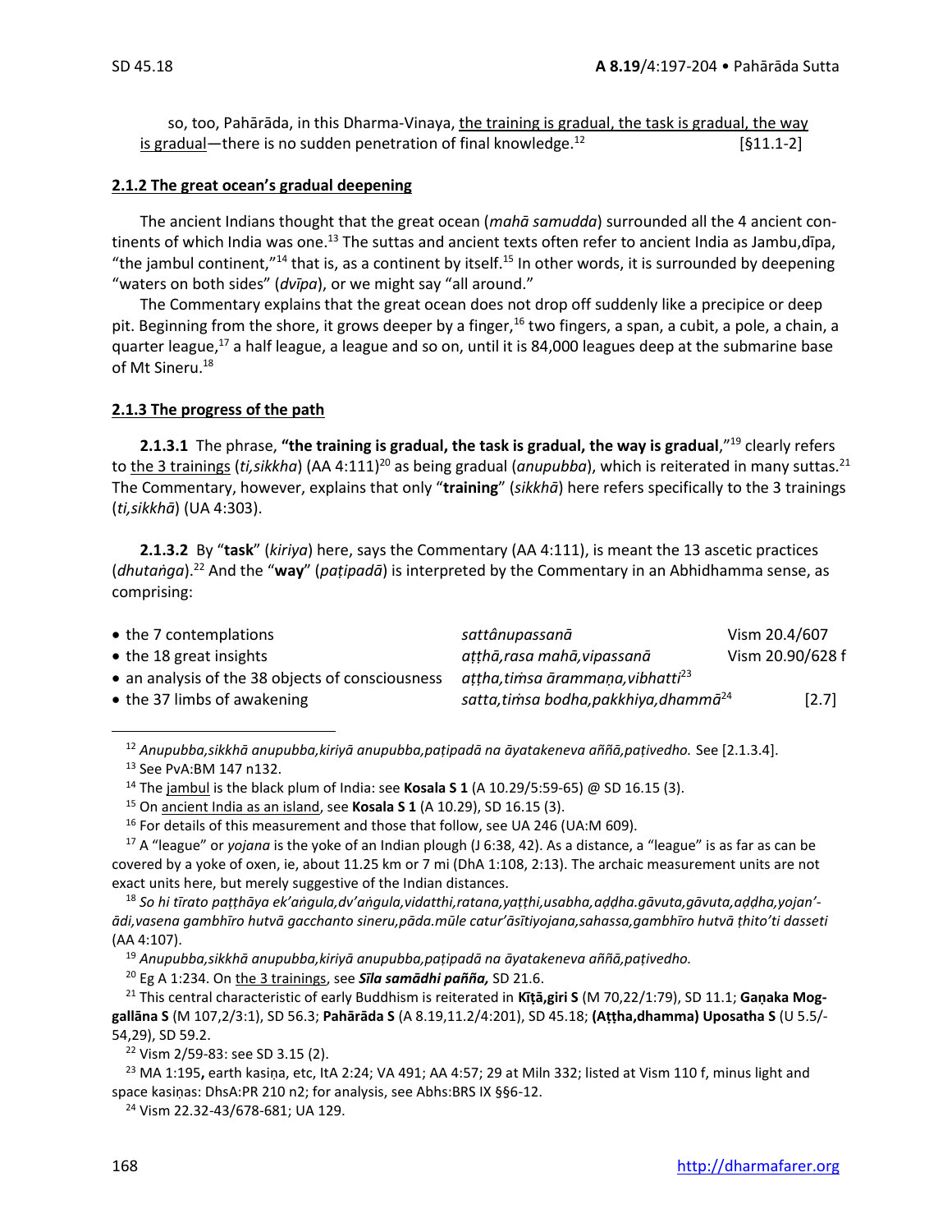so, too, Pahārāda, in this Dharma-Vinaya, <u>the training is gradual, the task is gradual, the way is gradual</u>—there is no sudden penetration of final knowledge.[12] [§11.1-2]

**2.1.2 The great ocean's gradual deepening**

The ancient Indians thought that the great ocean (*mahā samudda*) surrounded all the 4 ancient continents of which India was one.[13] The suttas and ancient texts often refer to ancient India as Jambu,dīpa, "the jambul continent,"[14] that is, as a continent by itself.[15] In other words, it is surrounded by deepening "waters on both sides" (*dvīpa*), or we might say "all around."

The Commentary explains that the great ocean does not drop off suddenly like a precipice or deep pit. Beginning from the shore, it grows deeper by a finger,[16] two fingers, a span, a cubit, a pole, a chain, a quarter league,[17] a half league, a league and so on, until it is 84,000 leagues deep at the submarine base of Mt Sineru.[18]

**2.1.3 The progress of the path**

**2.1.3.1** The phrase, **"the training is gradual, the task is gradual, the way is gradual**,"[19] clearly refers to <u>the 3 trainings</u> (*ti,sikkha*) (AA 4:111)[20] as being gradual (*anupubba*), which is reiterated in many suttas.[21] The Commentary, however, explains that only "**training**" (*sikkhā*) here refers specifically to the 3 trainings (*ti,sikkhā*) (UA 4:303).

**2.1.3.2** By "**task**" (*kiriya*) here, says the Commentary (AA 4:111), is meant the 13 ascetic practices (*dhutaṅga*).[22] And the "**way**" (*paṭipadā*) is interpreted by the Commentary in an Abhidhamma sense, as comprising:

| | | |
|---|---|---|
| • the 7 contemplations | *sattânupassanā* | Vism 20.4/607 |
| • the 18 great insights | *aṭṭhā,rasa mahā,vipassanā* | Vism 20.90/628 f |
| • an analysis of the 38 objects of consciousness | *aṭṭha,tiṁsa ārammaṇa,vibhatti*[23] | |
| • the 37 limbs of awakening | *satta,tiṁsa bodha,pakkhiya,dhammā*[24] | [2.7] |

---

[12] *Anupubba,sikkhā anupubba,kiriyā anupubba,paṭipadā na āyatakeneva aññā,paṭivedho.* See [2.1.3.4].

[13] See PvA:BM 147 n132.

[14] The <u>jambul</u> is the black plum of India: see **Kosala S 1** (A 10.29/5:59-65) @ SD 16.15 (3).

[15] On <u>ancient India as an island</u>, see **Kosala S 1** (A 10.29), SD 16.15 (3).

[16] For details of this measurement and those that follow, see UA 246 (UA:M 609).

[17] A "league" or *yojana* is the yoke of an Indian plough (J 6:38, 42). As a distance, a "league" is as far as can be covered by a yoke of oxen, ie, about 11.25 km or 7 mi (DhA 1:108, 2:13). The archaic measurement units are not exact units here, but merely suggestive of the Indian distances.

[18] *So hi tīrato paṭṭhāya ek'aṅgula,dv'aṅgula,vidatthi,ratana,yaṭṭhi,usabha,aḍḍha.gāvuta,gāvuta,aḍḍha,yojan'-ādi,vasena gambhīro hutvā gacchanto sineru,pāda.mūle catur'āsītiyojana,sahassa,gambhīro hutvā ṭhito'ti dasseti* (AA 4:107).

[19] *Anupubba,sikkhā anupubba,kiriyā anupubba,paṭipadā na āyatakeneva aññā,paṭivedho.*

[20] Eg A 1:234. On <u>the 3 trainings</u>, see ***Sīla samādhi pañña,*** SD 21.6.

[21] This central characteristic of early Buddhism is reiterated in **Kīṭā,giri S** (M 70,22/1:79), SD 11.1; **Gaṇaka Moggallāna S** (M 107,2/3:1), SD 56.3; **Pahārāda S** (A 8.19,11.2/4:201), SD 45.18; **(Aṭṭha,dhamma) Uposatha S** (U 5.5/-54,29), SD 59.2.

[22] Vism 2/59-83: see SD 3.15 (2).

[23] MA 1:195**,** earth kasiṇa, etc, ItA 2:24; VA 491; AA 4:57; 29 at Miln 332; listed at Vism 110 f, minus light and space kasiṇas: DhsA:PR 210 n2; for analysis, see Abhs:BRS IX §§6-12.

[24] Vism 22.32-43/678-681; UA 129.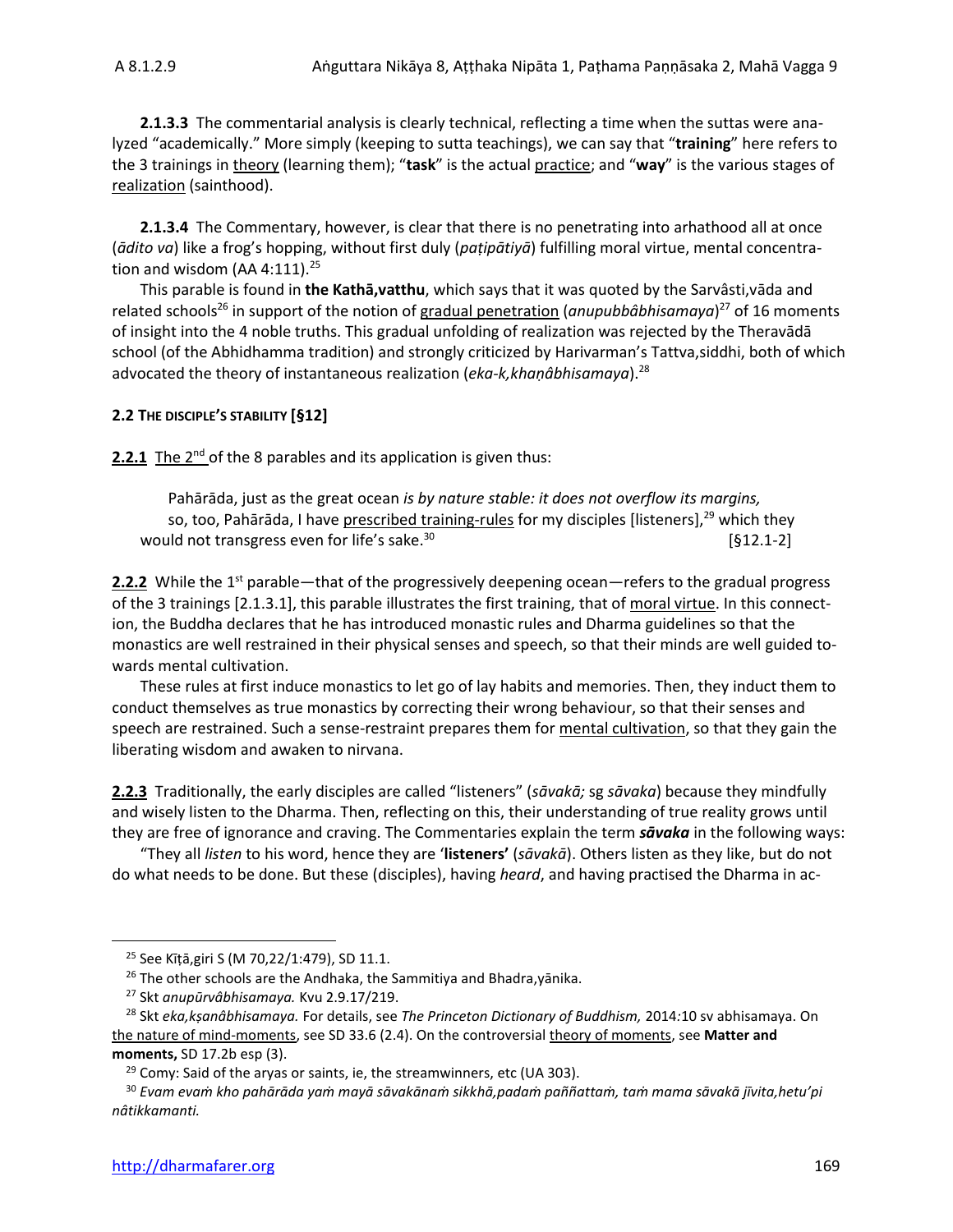**2.1.3.3** The commentarial analysis is clearly technical, reflecting a time when the suttas were analyzed "academically." More simply (keeping to sutta teachings), we can say that "**training**" here refers to the 3 trainings in theory (learning them); "**task**" is the actual practice; and "**way**" is the various stages of realization (sainthood).

**2.1.3.4** The Commentary, however, is clear that there is no penetrating into arhathood all at once (*ādito va*) like a frog's hopping, without first duly (*paṭipātiyā*) fulfilling moral virtue, mental concentration and wisdom (AA 4:111).[25]

This parable is found in **the Kathā,vatthu**, which says that it was quoted by the Sarvâsti,vāda and related schools[26] in support of the notion of gradual penetration (*anupubbâbhisamaya*)[27] of 16 moments of insight into the 4 noble truths. This gradual unfolding of realization was rejected by the Theravādā school (of the Abhidhamma tradition) and strongly criticized by Harivarman's Tattva,siddhi, both of which advocated the theory of instantaneous realization (*eka-k,khaṇâbhisamaya*).[28]

## 2.2 THE DISCIPLE'S STABILITY [§12]

**2.2.1** The 2nd of the 8 parables and its application is given thus:

> Pahārāda, just as the great ocean *is by nature stable: it does not overflow its margins,*
> so, too, Pahārāda, I have prescribed training-rules for my disciples [listeners],[29] which they would not transgress even for life's sake.[30] [§12.1-2]

**2.2.2** While the 1st parable—that of the progressively deepening ocean—refers to the gradual progress of the 3 trainings [2.1.3.1], this parable illustrates the first training, that of moral virtue. In this connection, the Buddha declares that he has introduced monastic rules and Dharma guidelines so that the monastics are well restrained in their physical senses and speech, so that their minds are well guided towards mental cultivation.

These rules at first induce monastics to let go of lay habits and memories. Then, they induct them to conduct themselves as true monastics by correcting their wrong behaviour, so that their senses and speech are restrained. Such a sense-restraint prepares them for mental cultivation, so that they gain the liberating wisdom and awaken to nirvana.

**2.2.3** Traditionally, the early disciples are called "listeners" (*sāvakā;* sg *sāvaka*) because they mindfully and wisely listen to the Dharma. Then, reflecting on this, their understanding of true reality grows until they are free of ignorance and craving. The Commentaries explain the term ***sāvaka*** in the following ways:

"They all *listen* to his word, hence they are '**listeners**' (*sāvakā*). Others listen as they like, but do not do what needs to be done. But these (disciples), having *heard*, and having practised the Dharma in ac-

---

[25] See Kīṭā,giri S (M 70,22/1:479), SD 11.1.

[26] The other schools are the Andhaka, the Sammitiya and Bhadra,yānika.

[27] Skt *anupūrvâbhisamaya.* Kvu 2.9.17/219.

[28] Skt *eka,kṣanâbhisamaya.* For details, see *The Princeton Dictionary of Buddhism,* 2014:10 sv abhisamaya. On the nature of mind-moments, see SD 33.6 (2.4). On the controversial theory of moments, see **Matter and moments,** SD 17.2b esp (3).

[29] Comy: Said of the aryas or saints, ie, the streamwinners, etc (UA 303).

[30] *Evam evaṁ kho pahārāda yaṁ mayā sāvakānaṁ sikkhā,padaṁ paññattaṁ, taṁ mama sāvakā jīvita,hetu'pi nâtikkamanti.*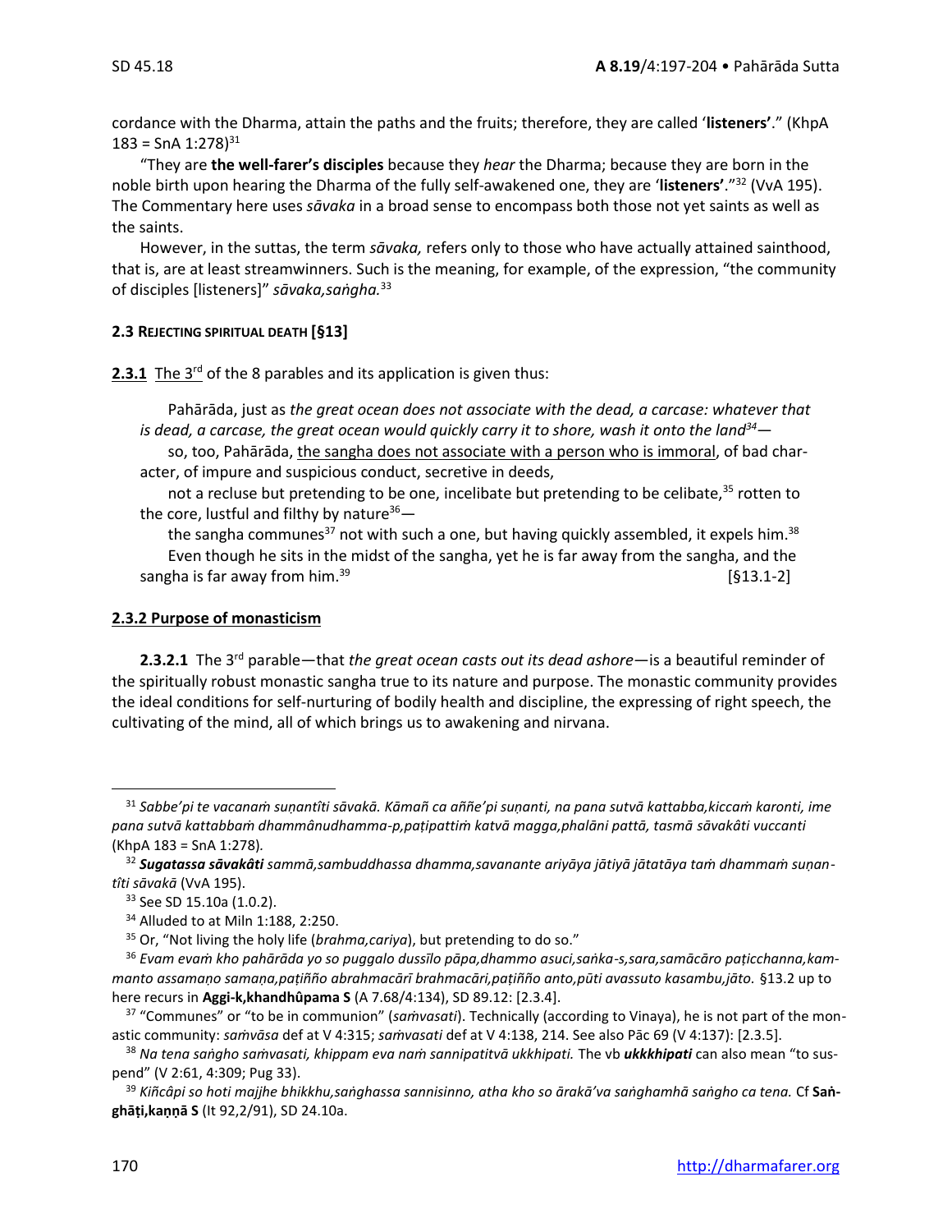cordance with the Dharma, attain the paths and the fruits; therefore, they are called '**listeners**'." (KhpA 183 = SnA 1:278)[31]

"They are **the well-farer's disciples** because they *hear* the Dharma; because they are born in the noble birth upon hearing the Dharma of the fully self-awakened one, they are '**listeners**'."[32] (VvA 195). The Commentary here uses *sāvaka* in a broad sense to encompass both those not yet saints as well as the saints.

However, in the suttas, the term *sāvaka,* refers only to those who have actually attained sainthood, that is, are at least streamwinners. Such is the meaning, for example, of the expression, "the community of disciples [listeners]" *sāvaka,saṅgha.*[33]

### 2.3 REJECTING SPIRITUAL DEATH [§13]

**2.3.1** The 3rd of the 8 parables and its application is given thus:

> Pahārāda, just as *the great ocean does not associate with the dead, a carcase: whatever that is dead, a carcase, the great ocean would quickly carry it to shore, wash it onto the land*[34]—
>
> so, too, Pahārāda, the sangha does not associate with a person who is immoral, of bad character, of impure and suspicious conduct, secretive in deeds,
>
> not a recluse but pretending to be one, incelibate but pretending to be celibate,[35] rotten to the core, lustful and filthy by nature[36]—
>
> the sangha communes[37] not with such a one, but having quickly assembled, it expels him.[38]
>
> Even though he sits in the midst of the sangha, yet he is far away from the sangha, and the sangha is far away from him.[39] [§13.1-2]

### 2.3.2 Purpose of monasticism

**2.3.2.1** The 3rd parable—that *the great ocean casts out its dead ashore*—is a beautiful reminder of the spiritually robust monastic sangha true to its nature and purpose. The monastic community provides the ideal conditions for self-nurturing of bodily health and discipline, the expressing of right speech, the cultivating of the mind, all of which brings us to awakening and nirvana.

---

[31] *Sabbe'pi te vacanaṁ suṇantîti sāvakā. Kāmañ ca aññe'pi suṇanti, na pana sutvā kattabba,kiccaṁ karonti, ime pana sutvā kattabbaṁ dhammânudhamma-p,paṭipattiṁ katvā magga,phalāni pattā, tasmā sāvakâti vuccanti* (KhpA 183 = SnA 1:278).

[32] ***Sugatassa sāvakâti*** *sammā,sambuddhassa dhamma,savanante ariyāya jātiyā jātatāya taṁ dhammaṁ suṇantîti sāvakā* (VvA 195).

[33] See SD 15.10a (1.0.2).

[34] Alluded to at Miln 1:188, 2:250.

[35] Or, "Not living the holy life (*brahma,cariya*), but pretending to do so."

[36] *Evam evaṁ kho pahārāda yo so puggalo dussīlo pāpa,dhammo asuci,saṅka-s,sara,samācāro paṭicchanna,kammanto assamaṇo samaṇa,paṭiñño abrahmacārī brahmacārī,paṭiñño anto,pūti avassuto kasambu,jāto.* §13.2 up to here recurs in **Aggi-k,khandhûpama S** (A 7.68/4:134), SD 89.12: [2.3.4].

[37] "Communes" or "to be in communion" (*saṁvasati*). Technically (according to Vinaya), he is not part of the monastic community: *saṁvāsa* def at V 4:315; *saṁvasati* def at V 4:138, 214. See also Pāc 69 (V 4:137): [2.3.5].

[38] *Na tena saṅgho saṁvasati, khippam eva naṁ sannipatitvā ukkhipati.* The vb ***ukkkhipati*** can also mean "to suspend" (V 2:61, 4:309; Pug 33).

[39] *Kiñcâpi so hoti majjhe bhikkhu,saṅghassa sannisinno, atha kho so ārakā'va saṅghamhā saṅgho ca tena.* Cf **Saṅghāṭi,kaṇṇā S** (It 92,2/91), SD 24.10a.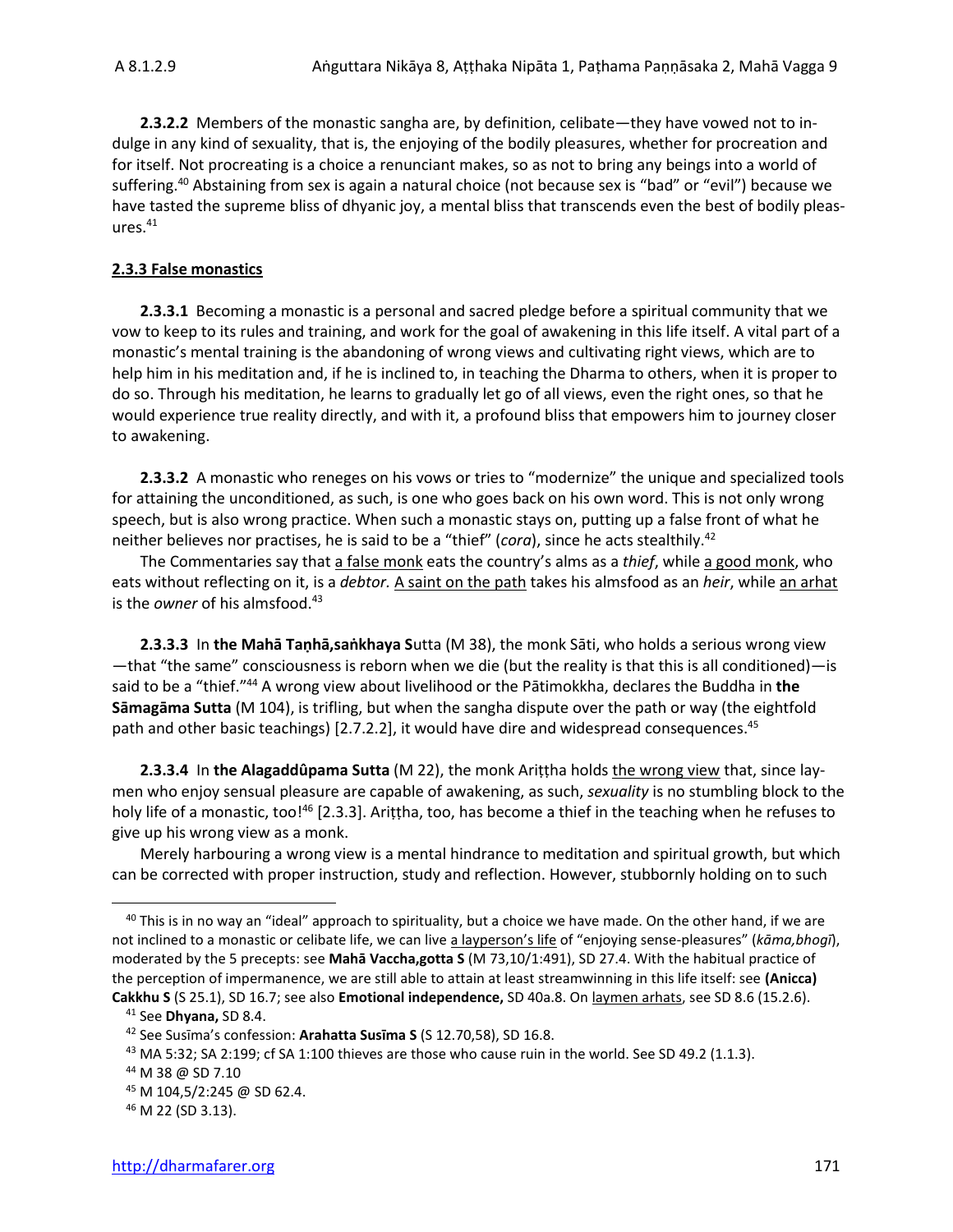**2.3.2.2** Members of the monastic sangha are, by definition, celibate—they have vowed not to indulge in any kind of sexuality, that is, the enjoying of the bodily pleasures, whether for procreation and for itself. Not procreating is a choice a renunciant makes, so as not to bring any beings into a world of suffering.[40] Abstaining from sex is again a natural choice (not because sex is "bad" or "evil") because we have tasted the supreme bliss of dhyanic joy, a mental bliss that transcends even the best of bodily pleasures.[41]

### 2.3.3 False monastics

**2.3.3.1** Becoming a monastic is a personal and sacred pledge before a spiritual community that we vow to keep to its rules and training, and work for the goal of awakening in this life itself. A vital part of a monastic's mental training is the abandoning of wrong views and cultivating right views, which are to help him in his meditation and, if he is inclined to, in teaching the Dharma to others, when it is proper to do so. Through his meditation, he learns to gradually let go of all views, even the right ones, so that he would experience true reality directly, and with it, a profound bliss that empowers him to journey closer to awakening.

**2.3.3.2** A monastic who reneges on his vows or tries to "modernize" the unique and specialized tools for attaining the unconditioned, as such, is one who goes back on his own word. This is not only wrong speech, but is also wrong practice. When such a monastic stays on, putting up a false front of what he neither believes nor practises, he is said to be a "thief" (*cora*), since he acts stealthily.[42]

The Commentaries say that a false monk eats the country's alms as a *thief*, while a good monk, who eats without reflecting on it, is a *debtor.* A saint on the path takes his almsfood as an *heir*, while an arhat is the *owner* of his almsfood.[43]

**2.3.3.3** In **the Mahā Taṇhā,saṅkhaya S**utta (M 38), the monk Sāti, who holds a serious wrong view—that "the same" consciousness is reborn when we die (but the reality is that this is all conditioned)—is said to be a "thief."[44] A wrong view about livelihood or the Pātimokkha, declares the Buddha in **the Sāmagāma Sutta** (M 104), is trifling, but when the sangha dispute over the path or way (the eightfold path and other basic teachings) [2.7.2.2], it would have dire and widespread consequences.[45]

**2.3.3.4** In **the Alagaddûpama Sutta** (M 22), the monk Ariṭṭha holds the wrong view that, since laymen who enjoy sensual pleasure are capable of awakening, as such, *sexuality* is no stumbling block to the holy life of a monastic, too![46] [2.3.3]. Ariṭṭha, too, has become a thief in the teaching when he refuses to give up his wrong view as a monk.

Merely harbouring a wrong view is a mental hindrance to meditation and spiritual growth, but which can be corrected with proper instruction, study and reflection. However, stubbornly holding on to such

---

[40] This is in no way an "ideal" approach to spirituality, but a choice we have made. On the other hand, if we are not inclined to a monastic or celibate life, we can live a layperson's life of "enjoying sense-pleasures" (*kāma,bhogī*), moderated by the 5 precepts: see **Mahā Vaccha,gotta S** (M 73,10/1:491), SD 27.4. With the habitual practice of the perception of impermanence, we are still able to attain at least streamwinning in this life itself: see **(Anicca) Cakkhu S** (S 25.1), SD 16.7; see also **Emotional independence,** SD 40a.8. On laymen arhats, see SD 8.6 (15.2.6).

[41] See **Dhyana,** SD 8.4.

[42] See Susīma's confession: **Arahatta Susīma S** (S 12.70,58), SD 16.8.

[43] MA 5:32; SA 2:199; cf SA 1:100 thieves are those who cause ruin in the world. See SD 49.2 (1.1.3).

[44] M 38 @ SD 7.10

[45] M 104,5/2:245 @ SD 62.4.

[46] M 22 (SD 3.13).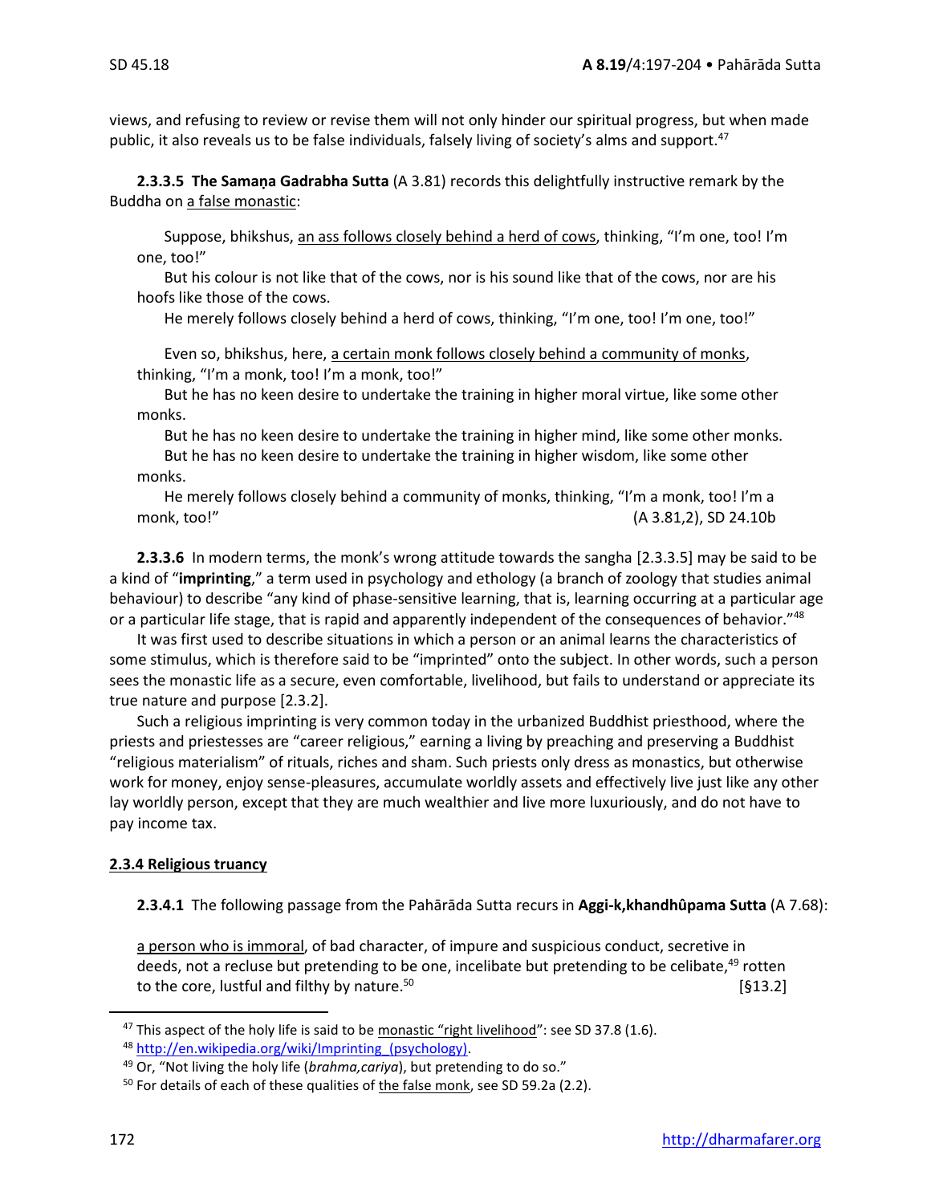views, and refusing to review or revise them will not only hinder our spiritual progress, but when made public, it also reveals us to be false individuals, falsely living of society's alms and support.[47]

**2.3.3.5 The Samaṇa Gadrabha Sutta** (A 3.81) records this delightfully instructive remark by the Buddha on a false monastic:

> Suppose, bhikshus, an ass follows closely behind a herd of cows, thinking, "I'm one, too! I'm one, too!"
>
> But his colour is not like that of the cows, nor is his sound like that of the cows, nor are his hoofs like those of the cows.
>
> He merely follows closely behind a herd of cows, thinking, "I'm one, too! I'm one, too!"
>
> Even so, bhikshus, here, a certain monk follows closely behind a community of monks, thinking, "I'm a monk, too! I'm a monk, too!"
>
> But he has no keen desire to undertake the training in higher moral virtue, like some other monks.
>
> But he has no keen desire to undertake the training in higher mind, like some other monks.
>
> But he has no keen desire to undertake the training in higher wisdom, like some other monks.
>
> He merely follows closely behind a community of monks, thinking, "I'm a monk, too! I'm a monk, too!" (A 3.81,2), SD 24.10b

**2.3.3.6** In modern terms, the monk's wrong attitude towards the sangha [2.3.3.5] may be said to be a kind of "**imprinting**," a term used in psychology and ethology (a branch of zoology that studies animal behaviour) to describe "any kind of phase-sensitive learning, that is, learning occurring at a particular age or a particular life stage, that is rapid and apparently independent of the consequences of behavior."[48]

It was first used to describe situations in which a person or an animal learns the characteristics of some stimulus, which is therefore said to be "imprinted" onto the subject. In other words, such a person sees the monastic life as a secure, even comfortable, livelihood, but fails to understand or appreciate its true nature and purpose [2.3.2].

Such a religious imprinting is very common today in the urbanized Buddhist priesthood, where the priests and priestesses are "career religious," earning a living by preaching and preserving a Buddhist "religious materialism" of rituals, riches and sham. Such priests only dress as monastics, but otherwise work for money, enjoy sense-pleasures, accumulate worldly assets and effectively live just like any other lay worldly person, except that they are much wealthier and live more luxuriously, and do not have to pay income tax.

#### 2.3.4 Religious truancy

**2.3.4.1** The following passage from the Pahārāda Sutta recurs in **Aggi-k,khandhûpama Sutta** (A 7.68):

> a person who is immoral, of bad character, of impure and suspicious conduct, secretive in deeds, not a recluse but pretending to be one, incelibate but pretending to be celibate,[49] rotten to the core, lustful and filthy by nature.[50] [§13.2]

---

[47] This aspect of the holy life is said to be monastic "right livelihood": see SD 37.8 (1.6).

[48] http://en.wikipedia.org/wiki/Imprinting_(psychology).

[49] Or, "Not living the holy life (*brahma,cariya*), but pretending to do so."

[50] For details of each of these qualities of the false monk, see SD 59.2a (2.2).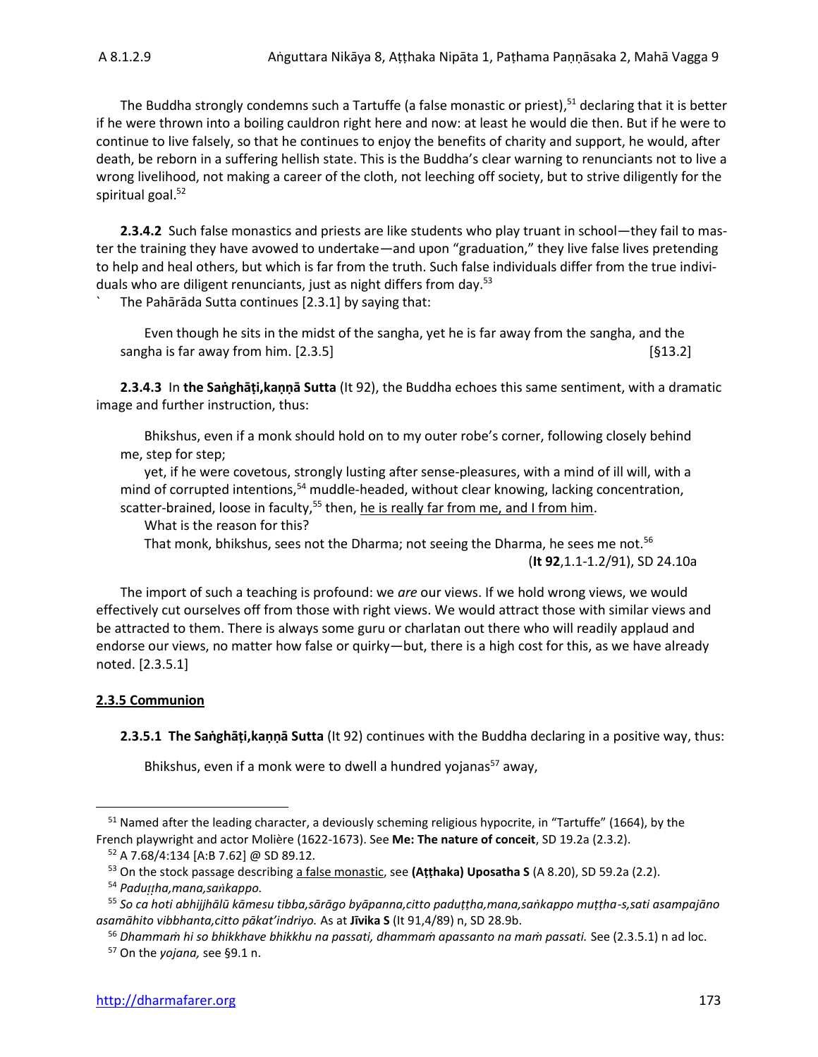The Buddha strongly condemns such a Tartuffe (a false monastic or priest),[51] declaring that it is better if he were thrown into a boiling cauldron right here and now: at least he would die then. But if he were to continue to live falsely, so that he continues to enjoy the benefits of charity and support, he would, after death, be reborn in a suffering hellish state. This is the Buddha's clear warning to renunciants not to live a wrong livelihood, not making a career of the cloth, not leeching off society, but to strive diligently for the spiritual goal.[52]

**2.3.4.2** Such false monastics and priests are like students who play truant in school—they fail to master the training they have avowed to undertake—and upon "graduation," they live false lives pretending to help and heal others, but which is far from the truth. Such false individuals differ from the true individuals who are diligent renunciants, just as night differs from day.[53]

` The Pahārāda Sutta continues [2.3.1] by saying that:

> Even though he sits in the midst of the sangha, yet he is far away from the sangha, and the sangha is far away from him. [2.3.5] [§13.2]

**2.3.4.3** In **the Saṅghāṭi,kaṇṇā Sutta** (It 92), the Buddha echoes this same sentiment, with a dramatic image and further instruction, thus:

> Bhikshus, even if a monk should hold on to my outer robe's corner, following closely behind me, step for step;
>
> yet, if he were covetous, strongly lusting after sense-pleasures, with a mind of ill will, with a mind of corrupted intentions,[54] muddle-headed, without clear knowing, lacking concentration, scatter-brained, loose in faculty,[55] then, <u>he is really far from me, and I from him</u>.
>
> What is the reason for this?
>
> That monk, bhikshus, sees not the Dharma; not seeing the Dharma, he sees me not.[56]
>
> (**It 92**,1.1-1.2/91), SD 24.10a

The import of such a teaching is profound: we *are* our views. If we hold wrong views, we would effectively cut ourselves off from those with right views. We would attract those with similar views and be attracted to them. There is always some guru or charlatan out there who will readily applaud and endorse our views, no matter how false or quirky—but, there is a high cost for this, as we have already noted. [2.3.5.1]

### 2.3.5 Communion

**2.3.5.1 The Saṅghāṭi,kaṇṇā Sutta** (It 92) continues with the Buddha declaring in a positive way, thus:

> Bhikshus, even if a monk were to dwell a hundred yojanas[57] away,

---

[51] Named after the leading character, a deviously scheming religious hypocrite, in "Tartuffe" (1664), by the French playwright and actor Molière (1622-1673). See **Me: The nature of conceit**, SD 19.2a (2.3.2).

[52] A 7.68/4:134 [A:B 7.62] @ SD 89.12.

[53] On the stock passage describing <u>a false monastic</u>, see **(Aṭṭhaka) Uposatha S** (A 8.20), SD 59.2a (2.2).

[54] *Paduṭṭha,mana,saṅkappo.*

[55] *So ca hoti abhijjhālū kāmesu tibba,sārāgo byāpanna,citto paduṭṭha,mana,saṅkappo muṭṭha-s,sati asampajāno asamāhito vibbhanta,citto pākat'indriyo.* As at **Jīvika S** (It 91,4/89) n, SD 28.9b.

[56] *Dhammaṁ hi so bhikkhave bhikkhu na passati, dhammaṁ apassanto na maṁ passati.* See (2.3.5.1) n ad loc.

[57] On the *yojana,* see §9.1 n.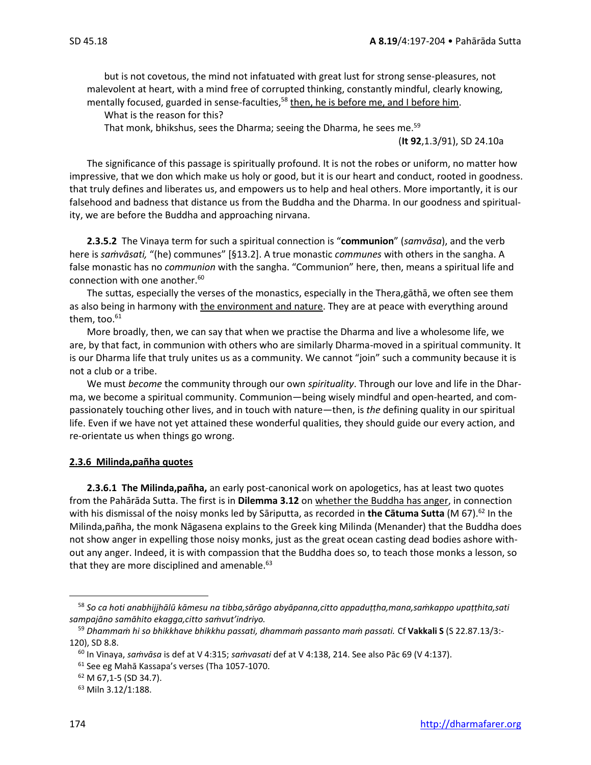but is not covetous, the mind not infatuated with great lust for strong sense-pleasures, not malevolent at heart, with a mind free of corrupted thinking, constantly mindful, clearly knowing, mentally focused, guarded in sense-faculties,[58] then, he is before me, and I before him.

What is the reason for this?

That monk, bhikshus, sees the Dharma; seeing the Dharma, he sees me.[59]

(**It 92**,1.3/91), SD 24.10a

The significance of this passage is spiritually profound. It is not the robes or uniform, no matter how impressive, that we don which make us holy or good, but it is our heart and conduct, rooted in goodness. that truly defines and liberates us, and empowers us to help and heal others. More importantly, it is our falsehood and badness that distance us from the Buddha and the Dharma. In our goodness and spirituality, we are before the Buddha and approaching nirvana.

**2.3.5.2** The Vinaya term for such a spiritual connection is "**communion**" (*saṁvāsa*), and the verb here is *saṁvāsati,* "(he) communes" [§13.2]. A true monastic *communes* with others in the sangha. A false monastic has no *communion* with the sangha. "Communion" here, then, means a spiritual life and connection with one another.[60]

The suttas, especially the verses of the monastics, especially in the Thera,gāthā, we often see them as also being in harmony with the environment and nature. They are at peace with everything around them, too.[61]

More broadly, then, we can say that when we practise the Dharma and live a wholesome life, we are, by that fact, in communion with others who are similarly Dharma-moved in a spiritual community. It is our Dharma life that truly unites us as a community. We cannot "join" such a community because it is not a club or a tribe.

We must *become* the community through our own *spirituality*. Through our love and life in the Dharma, we become a spiritual community. Communion—being wisely mindful and open-hearted, and compassionately touching other lives, and in touch with nature—then, is *the* defining quality in our spiritual life. Even if we have not yet attained these wonderful qualities, they should guide our every action, and re-orientate us when things go wrong.

#### 2.3.6 Milinda,pañha quotes

**2.3.6.1 The Milinda,pañha,** an early post-canonical work on apologetics, has at least two quotes from the Pahārāda Sutta. The first is in **Dilemma 3.12** on whether the Buddha has anger, in connection with his dismissal of the noisy monks led by Sāriputta, as recorded in **the Cātuma Sutta** (M 67).[62] In the Milinda,pañha, the monk Nāgasena explains to the Greek king Milinda (Menander) that the Buddha does not show anger in expelling those noisy monks, just as the great ocean casting dead bodies ashore without any anger. Indeed, it is with compassion that the Buddha does so, to teach those monks a lesson, so that they are more disciplined and amenable.[63]

---

[58] *So ca hoti anabhijjhālū kāmesu na tibba,sārāgo abyāpanna,citto appaduṭṭha,mana,saṅkappo upaṭṭhita,sati sampajāno samāhito ekagga,citto saṁvut'indriyo.*

[59] *Dhammaṁ hi so bhikkhave bhikkhu passati, dhammaṁ passanto maṁ passati.* Cf **Vakkali S** (S 22.87.13/3:-120), SD 8.8.

[60] In Vinaya, *saṁvāsa* is def at V 4:315; *saṁvasati* def at V 4:138, 214. See also Pāc 69 (V 4:137).

[61] See eg Mahā Kassapa's verses (Tha 1057-1070.

[62] M 67,1-5 (SD 34.7).

[63] Miln 3.12/1:188.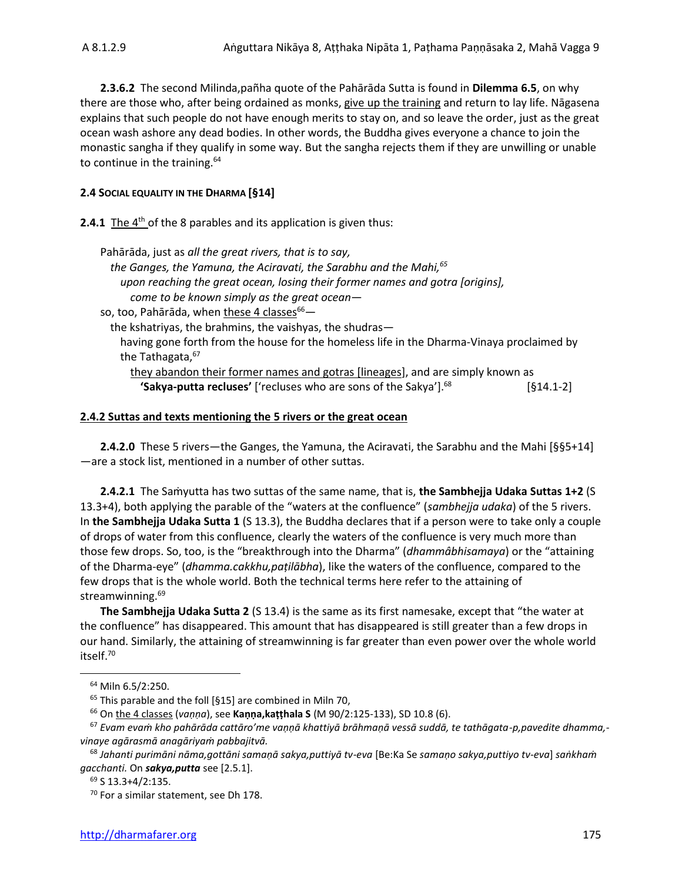**2.3.6.2** The second Milinda,pañha quote of the Pahārāda Sutta is found in **Dilemma 6.5**, on why there are those who, after being ordained as monks, give up the training and return to lay life. Nāgasena explains that such people do not have enough merits to stay on, and so leave the order, just as the great ocean wash ashore any dead bodies. In other words, the Buddha gives everyone a chance to join the monastic sangha if they qualify in some way. But the sangha rejects them if they are unwilling or unable to continue in the training.[64]

#### 2.4 SOCIAL EQUALITY IN THE DHARMA [§14]

**2.4.1** The 4th of the 8 parables and its application is given thus:

> Pahārāda, just as *all the great rivers, that is to say,*
> *the Ganges, the Yamuna, the Aciravati, the Sarabhu and the Mahi,*[65]
> *upon reaching the great ocean, losing their former names and gotra [origins],*
> *come to be known simply as the great ocean—*
> so, too, Pahārāda, when these 4 classes[66]—
> the kshatriyas, the brahmins, the vaishyas, the shudras—
> having gone forth from the house for the homeless life in the Dharma-Vinaya proclaimed by the Tathagata,[67]
> they abandon their former names and gotras [lineages], and are simply known as
> **'Sakya-putta recluses'** ['recluses who are sons of the Sakya'].[68] [§14.1-2]

#### 2.4.2 Suttas and texts mentioning the 5 rivers or the great ocean

**2.4.2.0** These 5 rivers—the Ganges, the Yamuna, the Aciravati, the Sarabhu and the Mahi [§§5+14]—are a stock list, mentioned in a number of other suttas.

**2.4.2.1** The Saṁyutta has two suttas of the same name, that is, **the Sambhejja Udaka Suttas 1+2** (S 13.3+4), both applying the parable of the "waters at the confluence" (*sambhejja udaka*) of the 5 rivers. In **the Sambhejja Udaka Sutta 1** (S 13.3), the Buddha declares that if a person were to take only a couple of drops of water from this confluence, clearly the waters of the confluence is very much more than those few drops. So, too, is the "breakthrough into the Dharma" (*dhammâbhisamaya*) or the "attaining of the Dharma-eye" (*dhamma.cakkhu,paṭilābha*), like the waters of the confluence, compared to the few drops that is the whole world. Both the technical terms here refer to the attaining of streamwinning.[69]

**The Sambhejja Udaka Sutta 2** (S 13.4) is the same as its first namesake, except that "the water at the confluence" has disappeared. This amount that has disappeared is still greater than a few drops in our hand. Similarly, the attaining of streamwinning is far greater than even power over the whole world itself.[70]

---

[64] Miln 6.5/2:250.

[65] This parable and the foll [§15] are combined in Miln 70,

[66] On the 4 classes (*vaṇṇa*), see **Kaṇṇa,katthala S** (M 90/2:125-133), SD 10.8 (6).

[67] *Evam evaṁ kho pahārāda cattāro'me vaṇṇā khattiyā brāhmaṇā vessā suddā, te tathāgata-p,pavedite dhamma,-vinaye agārasmā anagāriyaṁ pabbajitvā.*

[68] *Jahanti purimāni nāma,gottāni samaṇā sakya,puttiyā tv-eva* [Be:Ka Se *samaṇo sakya,puttiyo tv-eva*] *saṅkhaṁ gacchanti.* On ***sakya,putta*** see [2.5.1].

[69] S 13.3+4/2:135.

[70] For a similar statement, see Dh 178.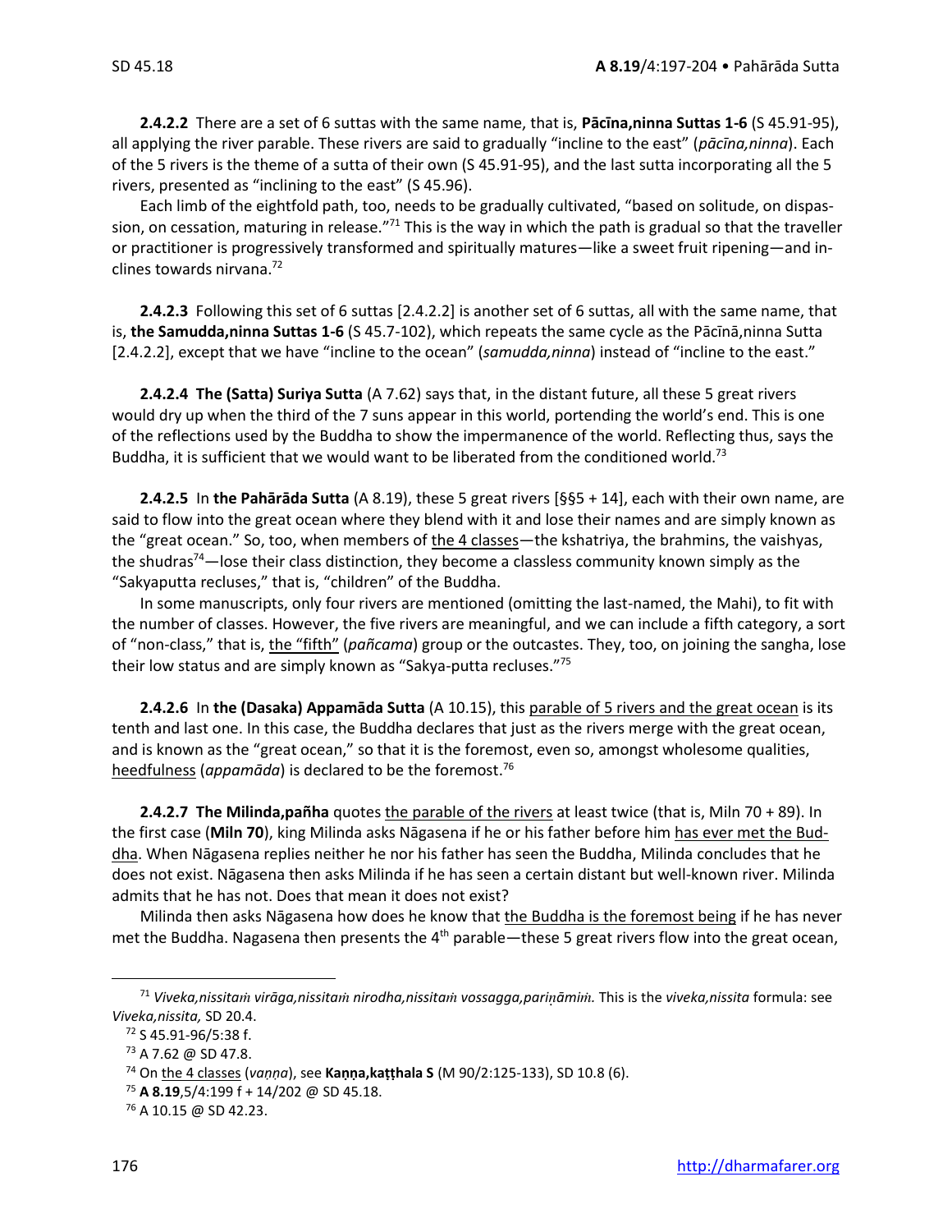**2.4.2.2** There are a set of 6 suttas with the same name, that is, **Pācīna,ninna Suttas 1-6** (S 45.91-95), all applying the river parable. These rivers are said to gradually "incline to the east" (*pācīna,ninna*). Each of the 5 rivers is the theme of a sutta of their own (S 45.91-95), and the last sutta incorporating all the 5 rivers, presented as "inclining to the east" (S 45.96).

Each limb of the eightfold path, too, needs to be gradually cultivated, "based on solitude, on dispassion, on cessation, maturing in release."[71] This is the way in which the path is gradual so that the traveller or practitioner is progressively transformed and spiritually matures—like a sweet fruit ripening—and inclines towards nirvana.[72]

**2.4.2.3** Following this set of 6 suttas [2.4.2.2] is another set of 6 suttas, all with the same name, that is, **the Samudda,ninna Suttas 1-6** (S 45.7-102), which repeats the same cycle as the Pācīnā,ninna Sutta [2.4.2.2], except that we have "incline to the ocean" (*samudda,ninna*) instead of "incline to the east."

**2.4.2.4** **The (Satta) Suriya Sutta** (A 7.62) says that, in the distant future, all these 5 great rivers would dry up when the third of the 7 suns appear in this world, portending the world's end. This is one of the reflections used by the Buddha to show the impermanence of the world. Reflecting thus, says the Buddha, it is sufficient that we would want to be liberated from the conditioned world.[73]

**2.4.2.5** In **the Pahārāda Sutta** (A 8.19), these 5 great rivers [§§5 + 14], each with their own name, are said to flow into the great ocean where they blend with it and lose their names and are simply known as the "great ocean." So, too, when members of the 4 classes—the kshatriya, the brahmins, the vaishyas, the shudras[74]—lose their class distinction, they become a classless community known simply as the "Sakyaputta recluses," that is, "children" of the Buddha.

In some manuscripts, only four rivers are mentioned (omitting the last-named, the Mahi), to fit with the number of classes. However, the five rivers are meaningful, and we can include a fifth category, a sort of "non-class," that is, the "fifth" (*pañcama*) group or the outcastes. They, too, on joining the sangha, lose their low status and are simply known as "Sakya-putta recluses."[75]

**2.4.2.6** In **the (Dasaka) Appamāda Sutta** (A 10.15), this parable of 5 rivers and the great ocean is its tenth and last one. In this case, the Buddha declares that just as the rivers merge with the great ocean, and is known as the "great ocean," so that it is the foremost, even so, amongst wholesome qualities, heedfulness (*appamāda*) is declared to be the foremost.[76]

**2.4.2.7** **The Milinda,pañha** quotes the parable of the rivers at least twice (that is, Miln 70 + 89). In the first case (**Miln 70**), king Milinda asks Nāgasena if he or his father before him has ever met the Buddha. When Nāgasena replies neither he nor his father has seen the Buddha, Milinda concludes that he does not exist. Nāgasena then asks Milinda if he has seen a certain distant but well-known river. Milinda admits that he has not. Does that mean it does not exist?

Milinda then asks Nāgasena how does he know that the Buddha is the foremost being if he has never met the Buddha. Nagasena then presents the 4th parable—these 5 great rivers flow into the great ocean,

---

[71] *Viveka,nissitaṁ virāga,nissitaṁ nirodha,nissitaṁ vossagga,pariṇāmiṁ.* This is the *viveka,nissita* formula: see *Viveka,nissita,* SD 20.4.

[72] S 45.91-96/5:38 f.

[73] A 7.62 @ SD 47.8.

[74] On the 4 classes (*vaṇṇa*), see **Kaṇṇa,katthala S** (M 90/2:125-133), SD 10.8 (6).

[75] **A 8.19**,5/4:199 f + 14/202 @ SD 45.18.

[76] A 10.15 @ SD 42.23.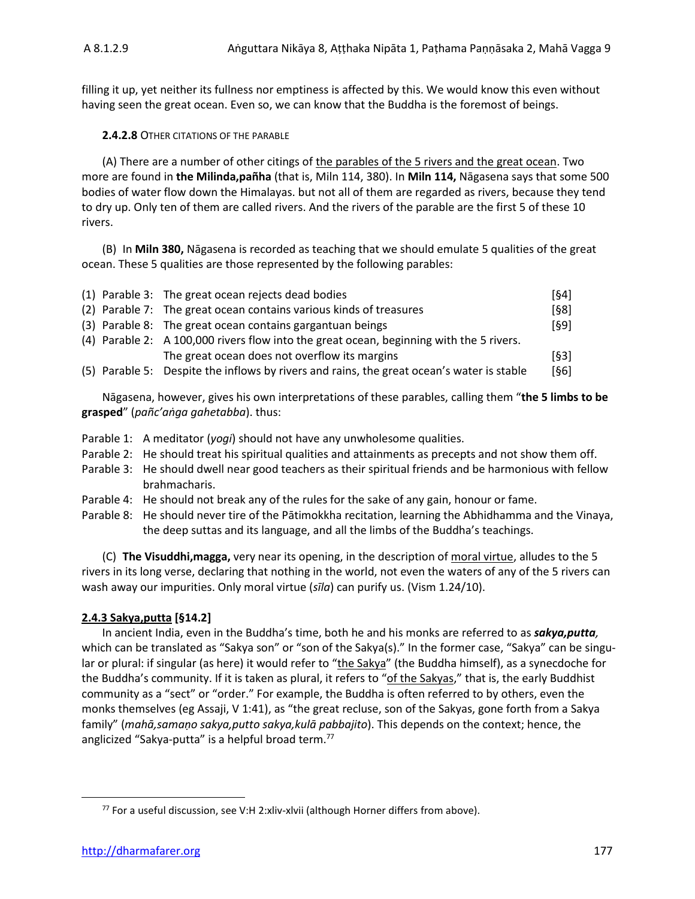filling it up, yet neither its fullness nor emptiness is affected by this. We would know this even without having seen the great ocean. Even so, we can know that the Buddha is the foremost of beings.

**2.4.2.8** OTHER CITATIONS OF THE PARABLE

(A) There are a number of other citings of the parables of the 5 rivers and the great ocean. Two more are found in **the Milinda,pañha** (that is, Miln 114, 380). In **Miln 114,** Nāgasena says that some 500 bodies of water flow down the Himalayas. but not all of them are regarded as rivers, because they tend to dry up. Only ten of them are called rivers. And the rivers of the parable are the first 5 of these 10 rivers.

(B) In **Miln 380,** Nāgasena is recorded as teaching that we should emulate 5 qualities of the great ocean. These 5 qualities are those represented by the following parables:

| | | | |
|---|---|---|---|
| (1) | Parable 3: | The great ocean rejects dead bodies | [§4] |
| (2) | Parable 7: | The great ocean contains various kinds of treasures | [§8] |
| (3) | Parable 8: | The great ocean contains gargantuan beings | [§9] |
| (4) | Parable 2: | A 100,000 rivers flow into the great ocean, beginning with the 5 rivers. The great ocean does not overflow its margins | [§3] |
| (5) | Parable 5: | Despite the inflows by rivers and rains, the great ocean's water is stable | [§6] |

Nāgasena, however, gives his own interpretations of these parables, calling them "**the 5 limbs to be grasped**" (*pañc'aṅga gahetabba*). thus:

Parable 1: A meditator (*yogi*) should not have any unwholesome qualities.
Parable 2: He should treat his spiritual qualities and attainments as precepts and not show them off.
Parable 3: He should dwell near good teachers as their spiritual friends and be harmonious with fellow brahmacharis.
Parable 4: He should not break any of the rules for the sake of any gain, honour or fame.
Parable 8: He should never tire of the Pātimokkha recitation, learning the Abhidhamma and the Vinaya, the deep suttas and its language, and all the limbs of the Buddha's teachings.

(C) **The Visuddhi,magga,** very near its opening, in the description of moral virtue, alludes to the 5 rivers in its long verse, declaring that nothing in the world, not even the waters of any of the 5 rivers can wash away our impurities. Only moral virtue (*sīla*) can purify us. (Vism 1.24/10).

### 2.4.3 Sakya,putta [§14.2]

In ancient India, even in the Buddha's time, both he and his monks are referred to as ***sakya,putta,*** which can be translated as "Sakya son" or "son of the Sakya(s)." In the former case, "Sakya" can be singular or plural: if singular (as here) it would refer to "the Sakya" (the Buddha himself), as a synecdoche for the Buddha's community. If it is taken as plural, it refers to "of the Sakyas," that is, the early Buddhist community as a "sect" or "order." For example, the Buddha is often referred to by others, even the monks themselves (eg Assaji, V 1:41), as "the great recluse, son of the Sakyas, gone forth from a Sakya family" (*mahā,samaṇo sakya,putto sakya,kulā pabbajito*). This depends on the context; hence, the anglicized "Sakya-putta" is a helpful broad term.[77]

[77] For a useful discussion, see V:H 2:xliv-xlvii (although Horner differs from above).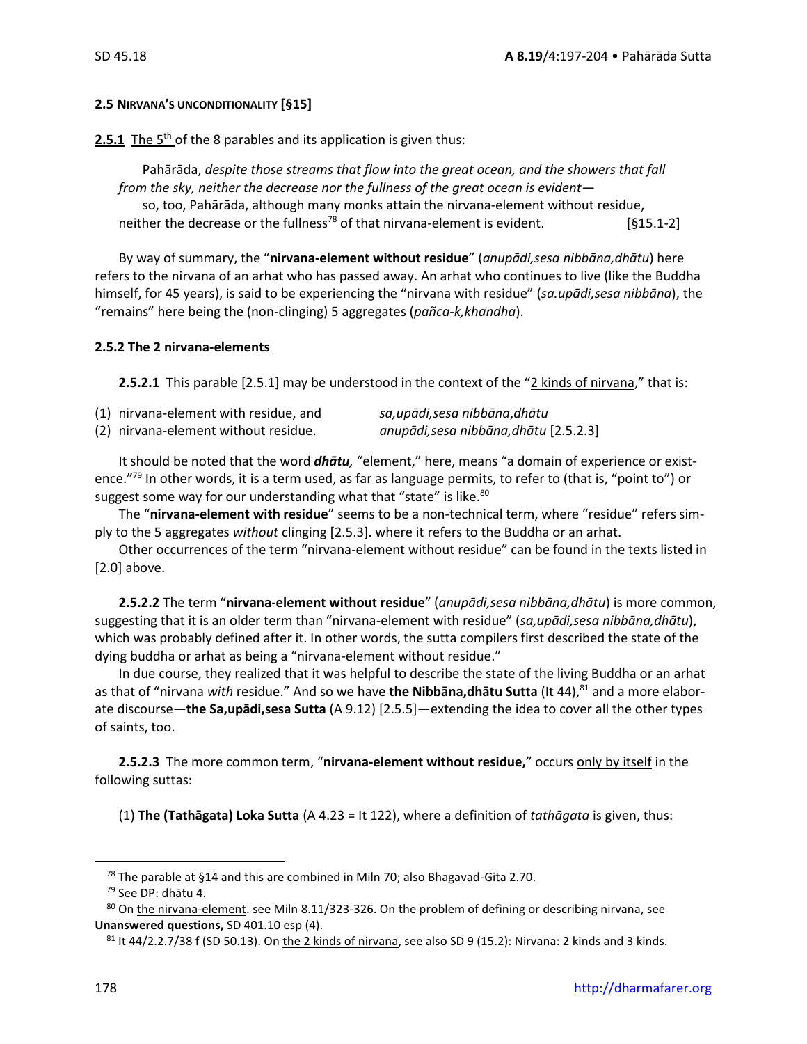**2.5 NIRVANA'S UNCONDITIONALITY [§15]**

**2.5.1** The 5th of the 8 parables and its application is given thus:

> Pahārāda, *despite those streams that flow into the great ocean, and the showers that fall from the sky, neither the decrease nor the fullness of the great ocean is evident*—
> so, too, Pahārāda, although many monks attain the nirvana-element without residue, neither the decrease or the fullness[78] of that nirvana-element is evident. [§15.1-2]

By way of summary, the "**nirvana-element without residue**" (*anupādi,sesa nibbāna,dhātu*) here refers to the nirvana of an arhat who has passed away. An arhat who continues to live (like the Buddha himself, for 45 years), is said to be experiencing the "nirvana with residue" (*sa.upādi,sesa nibbāna*), the "remains" here being the (non-clinging) 5 aggregates (*pañca-k,khandha*).

**2.5.2 The 2 nirvana-elements**

**2.5.2.1** This parable [2.5.1] may be understood in the context of the "2 kinds of nirvana," that is:

(1) nirvana-element with residue, and — *sa,upādi,sesa nibbāna,dhātu*
(2) nirvana-element without residue. — *anupādi,sesa nibbāna,dhātu* [2.5.2.3]

It should be noted that the word ***dhātu,*** "element," here, means "a domain of experience or existence."[79] In other words, it is a term used, as far as language permits, to refer to (that is, "point to") or suggest some way for our understanding what that "state" is like.[80]

The "**nirvana-element with residue**" seems to be a non-technical term, where "residue" refers simply to the 5 aggregates *without* clinging [2.5.3]. where it refers to the Buddha or an arhat.

Other occurrences of the term "nirvana-element without residue" can be found in the texts listed in [2.0] above.

**2.5.2.2** The term "**nirvana-element without residue**" (*anupādi,sesa nibbāna,dhātu*) is more common, suggesting that it is an older term than "nirvana-element with residue" (*sa,upādi,sesa nibbāna,dhātu*), which was probably defined after it. In other words, the sutta compilers first described the state of the dying buddha or arhat as being a "nirvana-element without residue."

In due course, they realized that it was helpful to describe the state of the living Buddha or an arhat as that of "nirvana *with* residue." And so we have **the Nibbāna,dhātu Sutta** (It 44),[81] and a more elaborate discourse—**the Sa,upādi,sesa Sutta** (A 9.12) [2.5.5]—extending the idea to cover all the other types of saints, too.

**2.5.2.3** The more common term, "**nirvana-element without residue,**" occurs only by itself in the following suttas:

(1) **The (Tathāgata) Loka Sutta** (A 4.23 = It 122), where a definition of *tathāgata* is given, thus:

---

[78] The parable at §14 and this are combined in Miln 70; also Bhagavad-Gita 2.70.

[79] See DP: dhātu 4.

[80] On the nirvana-element. see Miln 8.11/323-326. On the problem of defining or describing nirvana, see **Unanswered questions,** SD 401.10 esp (4).

[81] It 44/2.2.7/38 f (SD 50.13). On the 2 kinds of nirvana, see also SD 9 (15.2): Nirvana: 2 kinds and 3 kinds.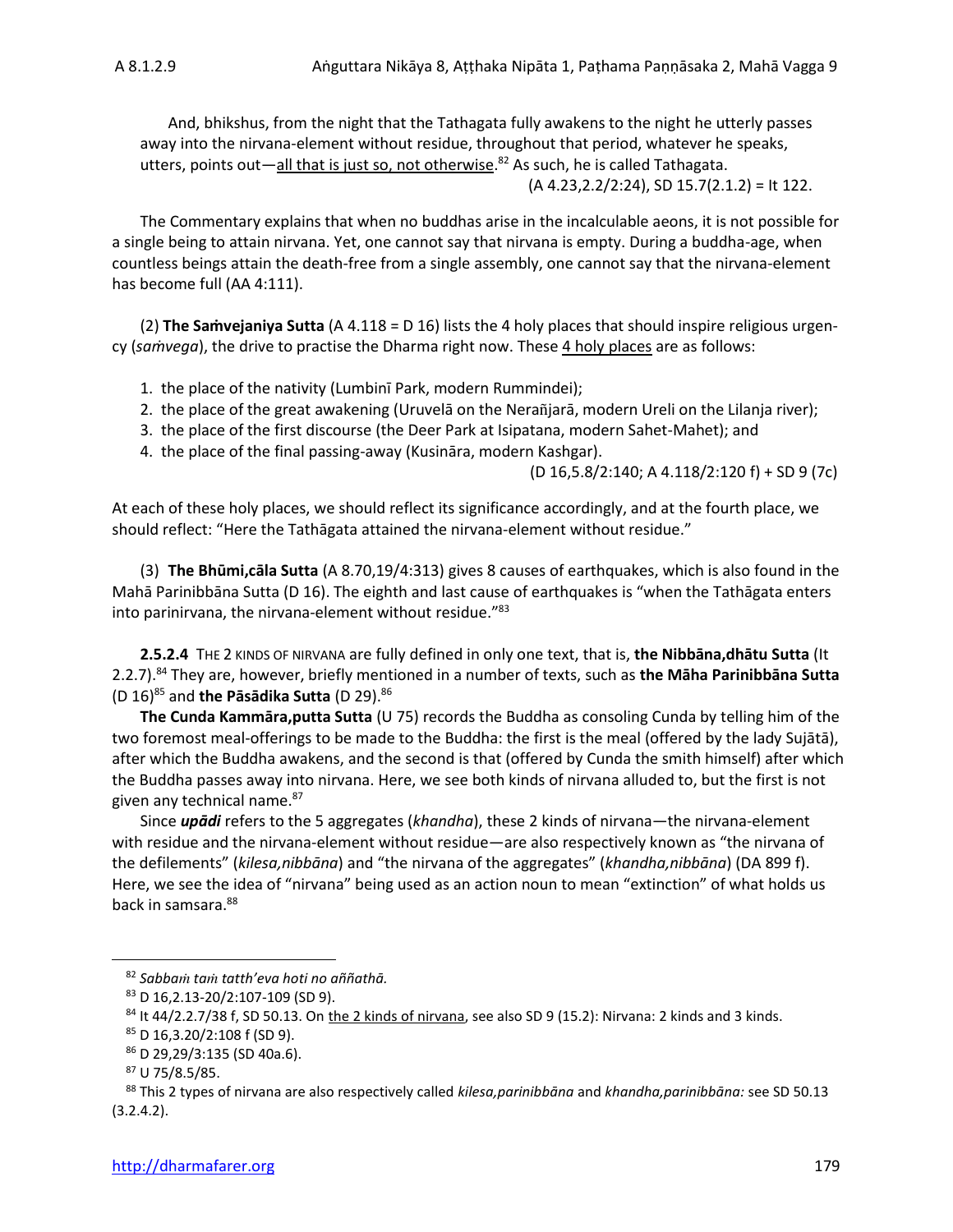And, bhikshus, from the night that the Tathagata fully awakens to the night he utterly passes away into the nirvana-element without residue, throughout that period, whatever he speaks, utters, points out—all that is just so, not otherwise.[82] As such, he is called Tathagata.

(A 4.23,2.2/2:24), SD 15.7(2.1.2) = It 122.

The Commentary explains that when no buddhas arise in the incalculable aeons, it is not possible for a single being to attain nirvana. Yet, one cannot say that nirvana is empty. During a buddha-age, when countless beings attain the death-free from a single assembly, one cannot say that the nirvana-element has become full (AA 4:111).

(2) **The Saṁvejaniya Sutta** (A 4.118 = D 16) lists the 4 holy places that should inspire religious urgency (*saṁvega*), the drive to practise the Dharma right now. These 4 holy places are as follows:

1. the place of the nativity (Lumbinī Park, modern Rummindei);
2. the place of the great awakening (Uruvelā on the Nerañjarā, modern Ureli on the Lilanja river);
3. the place of the first discourse (the Deer Park at Isipatana, modern Sahet-Mahet); and
4. the place of the final passing-away (Kusināra, modern Kashgar).

(D 16,5.8/2:140; A 4.118/2:120 f) + SD 9 (7c)

At each of these holy places, we should reflect its significance accordingly, and at the fourth place, we should reflect: "Here the Tathāgata attained the nirvana-element without residue."

(3) **The Bhūmi,cāla Sutta** (A 8.70,19/4:313) gives 8 causes of earthquakes, which is also found in the Mahā Parinibbāna Sutta (D 16). The eighth and last cause of earthquakes is "when the Tathāgata enters into parinirvana, the nirvana-element without residue."[83]

**2.5.2.4** THE 2 KINDS OF NIRVANA are fully defined in only one text, that is, **the Nibbāna,dhātu Sutta** (It 2.2.7).[84] They are, however, briefly mentioned in a number of texts, such as **the Māha Parinibbāna Sutta** (D 16)[85] and **the Pāsādika Sutta** (D 29).[86]

**The Cunda Kammāra,putta Sutta** (U 75) records the Buddha as consoling Cunda by telling him of the two foremost meal-offerings to be made to the Buddha: the first is the meal (offered by the lady Sujātā), after which the Buddha awakens, and the second is that (offered by Cunda the smith himself) after which the Buddha passes away into nirvana. Here, we see both kinds of nirvana alluded to, but the first is not given any technical name.[87]

Since ***upādi*** refers to the 5 aggregates (*khandha*), these 2 kinds of nirvana—the nirvana-element with residue and the nirvana-element without residue—are also respectively known as "the nirvana of the defilements" (*kilesa,nibbāna*) and "the nirvana of the aggregates" (*khandha,nibbāna*) (DA 899 f). Here, we see the idea of "nirvana" being used as an action noun to mean "extinction" of what holds us back in samsara.[88]

---

[82] *Sabbaṁ taṁ tatth'eva hoti no aññathā.*

[83] D 16,2.13-20/2:107-109 (SD 9).

[84] It 44/2.2.7/38 f, SD 50.13. On the 2 kinds of nirvana, see also SD 9 (15.2): Nirvana: 2 kinds and 3 kinds.

[85] D 16,3.20/2:108 f (SD 9).

[86] D 29,29/3:135 (SD 40a.6).

[87] U 75/8.5/85.

[88] This 2 types of nirvana are also respectively called *kilesa,parinibbāna* and *khandha,parinibbāna:* see SD 50.13 (3.2.4.2).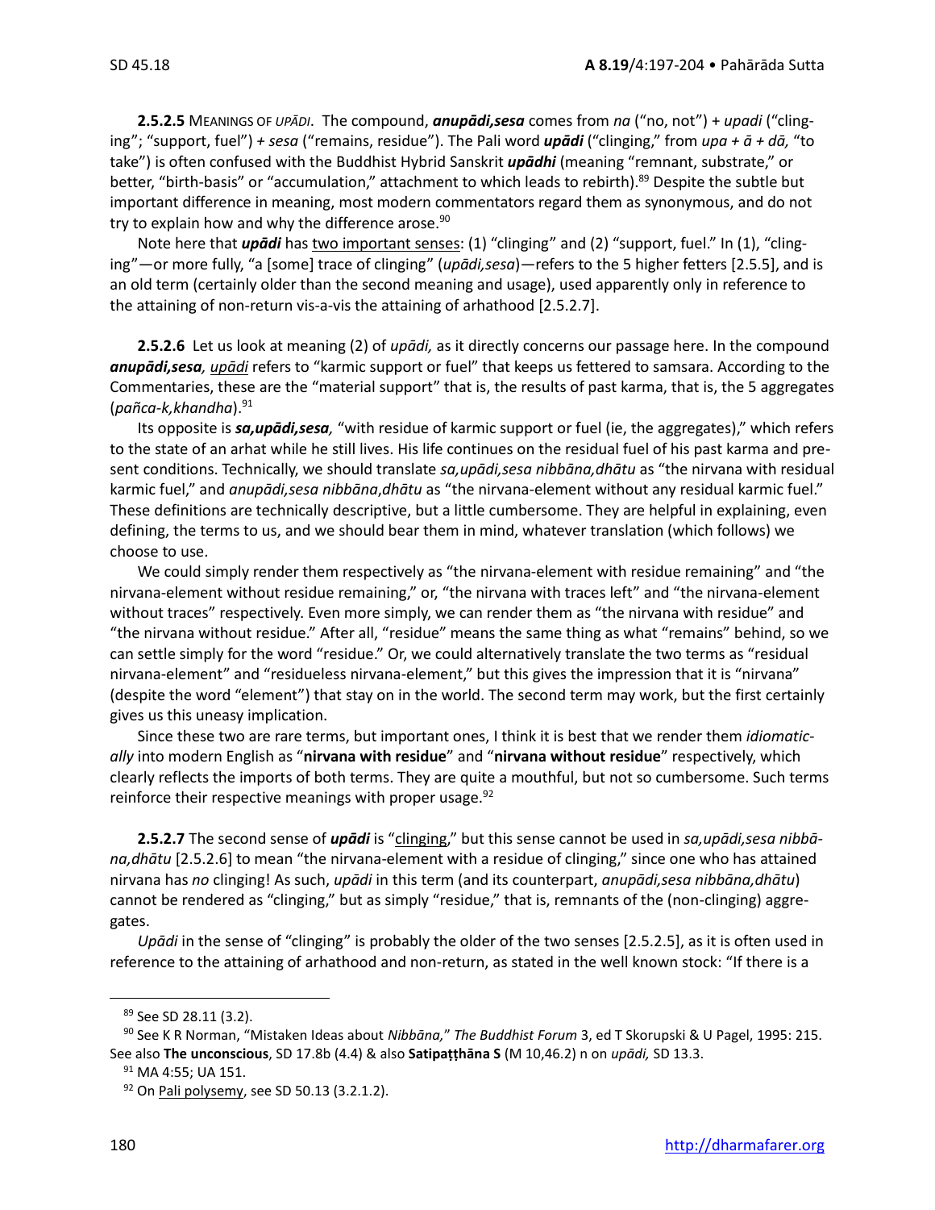**2.5.2.5** MEANINGS OF *UPĀDI*. The compound, ***anupādi,sesa*** comes from *na* ("no, not") + *upadi* ("clinging"; "support, fuel") *+ sesa* ("remains, residue"). The Pali word ***upādi*** ("clinging," from *upa + ā + dā,* "to take") is often confused with the Buddhist Hybrid Sanskrit ***upādhi*** (meaning "remnant, substrate," or better, "birth-basis" or "accumulation," attachment to which leads to rebirth).[89] Despite the subtle but important difference in meaning, most modern commentators regard them as synonymous, and do not try to explain how and why the difference arose.[90]

Note here that ***upādi*** has <u>two important senses</u>: (1) "clinging" and (2) "support, fuel." In (1), "clinging"—or more fully, "a [some] trace of clinging" (*upādi,sesa*)—refers to the 5 higher fetters [2.5.5], and is an old term (certainly older than the second meaning and usage), used apparently only in reference to the attaining of non-return vis-a-vis the attaining of arhathood [2.5.2.7].

**2.5.2.6** Let us look at meaning (2) of *upādi,* as it directly concerns our passage here. In the compound ***anupādi,sesa,*** <u>*upādi*</u> refers to "karmic support or fuel" that keeps us fettered to samsara. According to the Commentaries, these are the "material support" that is, the results of past karma, that is, the 5 aggregates (*pañca-k,khandha*).[91]

Its opposite is ***sa,upādi,sesa,*** "with residue of karmic support or fuel (ie, the aggregates)," which refers to the state of an arhat while he still lives. His life continues on the residual fuel of his past karma and present conditions. Technically, we should translate *sa,upādi,sesa nibbāna,dhātu* as "the nirvana with residual karmic fuel," and *anupādi,sesa nibbāna,dhātu* as "the nirvana-element without any residual karmic fuel." These definitions are technically descriptive, but a little cumbersome. They are helpful in explaining, even defining, the terms to us, and we should bear them in mind, whatever translation (which follows) we choose to use.

We could simply render them respectively as "the nirvana-element with residue remaining" and "the nirvana-element without residue remaining," or, "the nirvana with traces left" and "the nirvana-element without traces" respectively. Even more simply, we can render them as "the nirvana with residue" and "the nirvana without residue." After all, "residue" means the same thing as what "remains" behind, so we can settle simply for the word "residue." Or, we could alternatively translate the two terms as "residual nirvana-element" and "residueless nirvana-element," but this gives the impression that it is "nirvana" (despite the word "element") that stay on in the world. The second term may work, but the first certainly gives us this uneasy implication.

Since these two are rare terms, but important ones, I think it is best that we render them *idiomatically* into modern English as "**nirvana with residue**" and "**nirvana without residue**" respectively, which clearly reflects the imports of both terms. They are quite a mouthful, but not so cumbersome. Such terms reinforce their respective meanings with proper usage.[92]

**2.5.2.7** The second sense of ***upādi*** is "<u>clinging</u>," but this sense cannot be used in *sa,upādi,sesa nibbāna,dhātu* [2.5.2.6] to mean "the nirvana-element with a residue of clinging," since one who has attained nirvana has *no* clinging! As such, *upādi* in this term (and its counterpart, *anupādi,sesa nibbāna,dhātu*) cannot be rendered as "clinging," but as simply "residue," that is, remnants of the (non-clinging) aggregates.

*Upādi* in the sense of "clinging" is probably the older of the two senses [2.5.2.5], as it is often used in reference to the attaining of arhathood and non-return, as stated in the well known stock: "If there is a

---

[89] See SD 28.11 (3.2).

[90] See K R Norman, "Mistaken Ideas about *Nibbāna,*" *The Buddhist Forum* 3, ed T Skorupski & U Pagel, 1995: 215. See also **The unconscious**, SD 17.8b (4.4) & also **Satipaṭṭhāna S** (M 10,46.2) n on *upādi,* SD 13.3.

[91] MA 4:55; UA 151.

[92] On <u>Pali polysemy</u>, see SD 50.13 (3.2.1.2).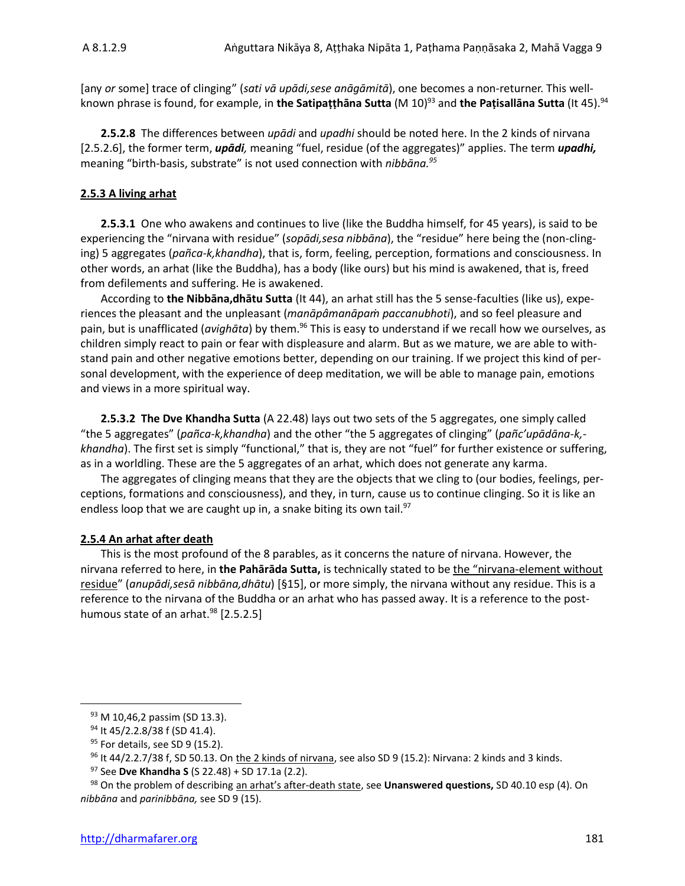[any *or* some] trace of clinging" (*sati vā upādi,sese anāgāmitā*), one becomes a non-returner. This well-known phrase is found, for example, in **the Satipaṭṭhāna Sutta** (M 10)[93] and **the Paṭisallāna Sutta** (It 45).[94]

**2.5.2.8** The differences between *upādi* and *upadhi* should be noted here. In the 2 kinds of nirvana [2.5.2.6], the former term, ***upādi,*** meaning "fuel, residue (of the aggregates)" applies. The term ***upadhi,*** meaning "birth-basis, substrate" is not used connection with *nibbāna.*[95]

## 2.5.3 A living arhat

**2.5.3.1** One who awakens and continues to live (like the Buddha himself, for 45 years), is said to be experiencing the "nirvana with residue" (*sopādi,sesa nibbāna*), the "residue" here being the (non-clinging) 5 aggregates (*pañca-k,khandha*), that is, form, feeling, perception, formations and consciousness. In other words, an arhat (like the Buddha), has a body (like ours) but his mind is awakened, that is, freed from defilements and suffering. He is awakened.

According to **the Nibbāna,dhātu Sutta** (It 44), an arhat still has the 5 sense-faculties (like us), experiences the pleasant and the unpleasant (*manāpâmanāpaṁ paccanubhoti*), and so feel pleasure and pain, but is unafflicated (*avighāta*) by them.[96] This is easy to understand if we recall how we ourselves, as children simply react to pain or fear with displeasure and alarm. But as we mature, we are able to withstand pain and other negative emotions better, depending on our training. If we project this kind of personal development, with the experience of deep meditation, we will be able to manage pain, emotions and views in a more spiritual way.

**2.5.3.2 The Dve Khandha Sutta** (A 22.48) lays out two sets of the 5 aggregates, one simply called "the 5 aggregates" (*pañca-k,khandha*) and the other "the 5 aggregates of clinging" (*pañc'upādāna-k,-khandha*). The first set is simply "functional," that is, they are not "fuel" for further existence or suffering, as in a worldling. These are the 5 aggregates of an arhat, which does not generate any karma.

The aggregates of clinging means that they are the objects that we cling to (our bodies, feelings, perceptions, formations and consciousness), and they, in turn, cause us to continue clinging. So it is like an endless loop that we are caught up in, a snake biting its own tail.[97]

## 2.5.4 An arhat after death

This is the most profound of the 8 parables, as it concerns the nature of nirvana. However, the nirvana referred to here, in **the Pahārāda Sutta,** is technically stated to be the "nirvana-element without residue" (*anupādi,sesā nibbāna,dhātu*) [§15], or more simply, the nirvana without any residue. This is a reference to the nirvana of the Buddha or an arhat who has passed away. It is a reference to the posthumous state of an arhat.[98] [2.5.2.5]

---

[93] M 10,46,2 passim (SD 13.3).

[94] It 45/2.2.8/38 f (SD 41.4).

[95] For details, see SD 9 (15.2).

[96] It 44/2.2.7/38 f, SD 50.13. On the 2 kinds of nirvana, see also SD 9 (15.2): Nirvana: 2 kinds and 3 kinds.

[97] See **Dve Khandha S** (S 22.48) + SD 17.1a (2.2).

[98] On the problem of describing an arhat's after-death state, see **Unanswered questions,** SD 40.10 esp (4). On *nibbāna* and *parinibbāna,* see SD 9 (15).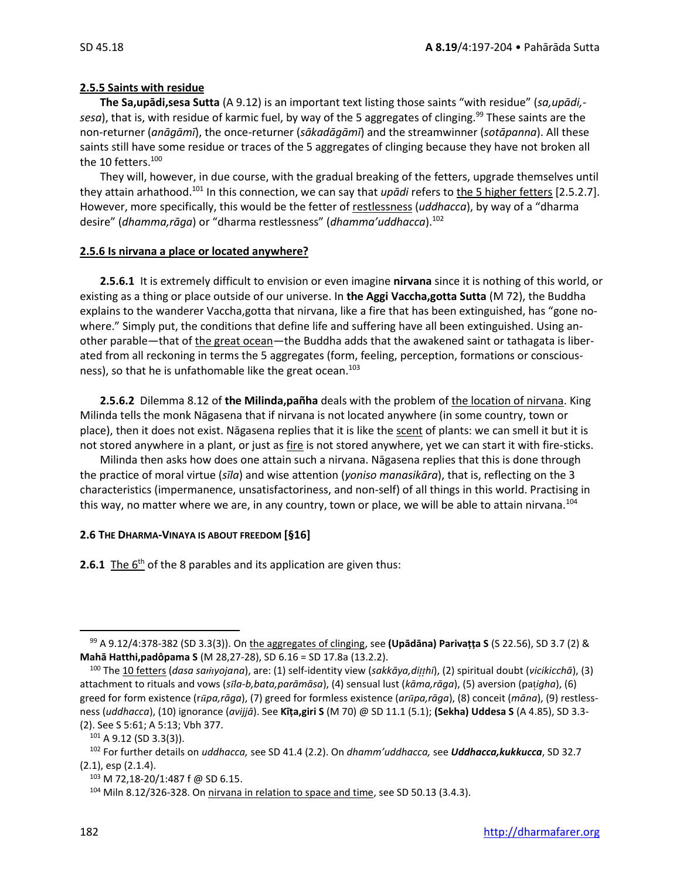#### 2.5.5 Saints with residue

**The Sa,upādi,sesa Sutta** (A 9.12) is an important text listing those saints "with residue" (*sa,upādi,-sesa*), that is, with residue of karmic fuel, by way of the 5 aggregates of clinging.[99] These saints are the non-returner (*anāgāmī*), the once-returner (*sākadāgāmī*) and the streamwinner (*sotāpanna*). All these saints still have some residue or traces of the 5 aggregates of clinging because they have not broken all the 10 fetters.[100]

They will, however, in due course, with the gradual breaking of the fetters, upgrade themselves until they attain arhathood.[101] In this connection, we can say that *upādi* refers to the 5 higher fetters [2.5.2.7]. However, more specifically, this would be the fetter of restlessness (*uddhacca*), by way of a "dharma desire" (*dhamma,rāga*) or "dharma restlessness" (*dhamma'uddhacca*).[102]

#### 2.5.6 Is nirvana a place or located anywhere?

**2.5.6.1** It is extremely difficult to envision or even imagine **nirvana** since it is nothing of this world, or existing as a thing or place outside of our universe. In **the Aggi Vaccha,gotta Sutta** (M 72), the Buddha explains to the wanderer Vaccha,gotta that nirvana, like a fire that has been extinguished, has "gone no-where." Simply put, the conditions that define life and suffering have all been extinguished. Using an-other parable—that of the great ocean—the Buddha adds that the awakened saint or tathagata is liber-ated from all reckoning in terms the 5 aggregates (form, feeling, perception, formations or conscious-ness), so that he is unfathomable like the great ocean.[103]

**2.5.6.2** Dilemma 8.12 of **the Milinda,pañha** deals with the problem of the location of nirvana. King Milinda tells the monk Nāgasena that if nirvana is not located anywhere (in some country, town or place), then it does not exist. Nāgasena replies that it is like the scent of plants: we can smell it but it is not stored anywhere in a plant, or just as fire is not stored anywhere, yet we can start it with fire-sticks.

Milinda then asks how does one attain such a nirvana. Nāgasena replies that this is done through the practice of moral virtue (*sīla*) and wise attention (*yoniso manasikāra*), that is, reflecting on the 3 characteristics (impermanence, unsatisfactoriness, and non-self) of all things in this world. Practising in this way, no matter where we are, in any country, town or place, we will be able to attain nirvana.[104]

### 2.6 THE DHARMA-VINAYA IS ABOUT FREEDOM [§16]

**2.6.1** The 6th of the 8 parables and its application are given thus:

---

[99] A 9.12/4:378-382 (SD 3.3(3)). On the aggregates of clinging, see **(Upādāna) Parivaṭṭa S** (S 22.56), SD 3.7 (2) & **Mahā Hatthi,padôpama S** (M 28,27-28), SD 6.16 = SD 17.8a (13.2.2).

[100] The 10 fetters (*dasa saṁyojana*), are: (1) self-identity view (*sakkāya,diṭṭhi*), (2) spiritual doubt (*vicikicchā*), (3) attachment to rituals and vows (*sīla-b,bata,parāmāsa*), (4) sensual lust (*kāma,rāga*), (5) aversion (*paṭigha*), (6) greed for form existence (*rūpa,rāga*), (7) greed for formless existence (*arūpa,rāga*), (8) conceit (*māna*), (9) restless-ness (*uddhacca*), (10) ignorance (*avijjā*). See **Kīṭa,giri S** (M 70) @ SD 11.1 (5.1); **(Sekha) Uddesa S** (A 4.85), SD 3.3-(2). See S 5:61; A 5:13; Vbh 377.

[101] A 9.12 (SD 3.3(3)).

[102] For further details on *uddhacca,* see SD 41.4 (2.2). On *dhamm'uddhacca,* see ***Uddhacca,kukkucca***, SD 32.7 (2.1), esp (2.1.4).

[103] M 72,18-20/1:487 f @ SD 6.15.

[104] Miln 8.12/326-328. On nirvana in relation to space and time, see SD 50.13 (3.4.3).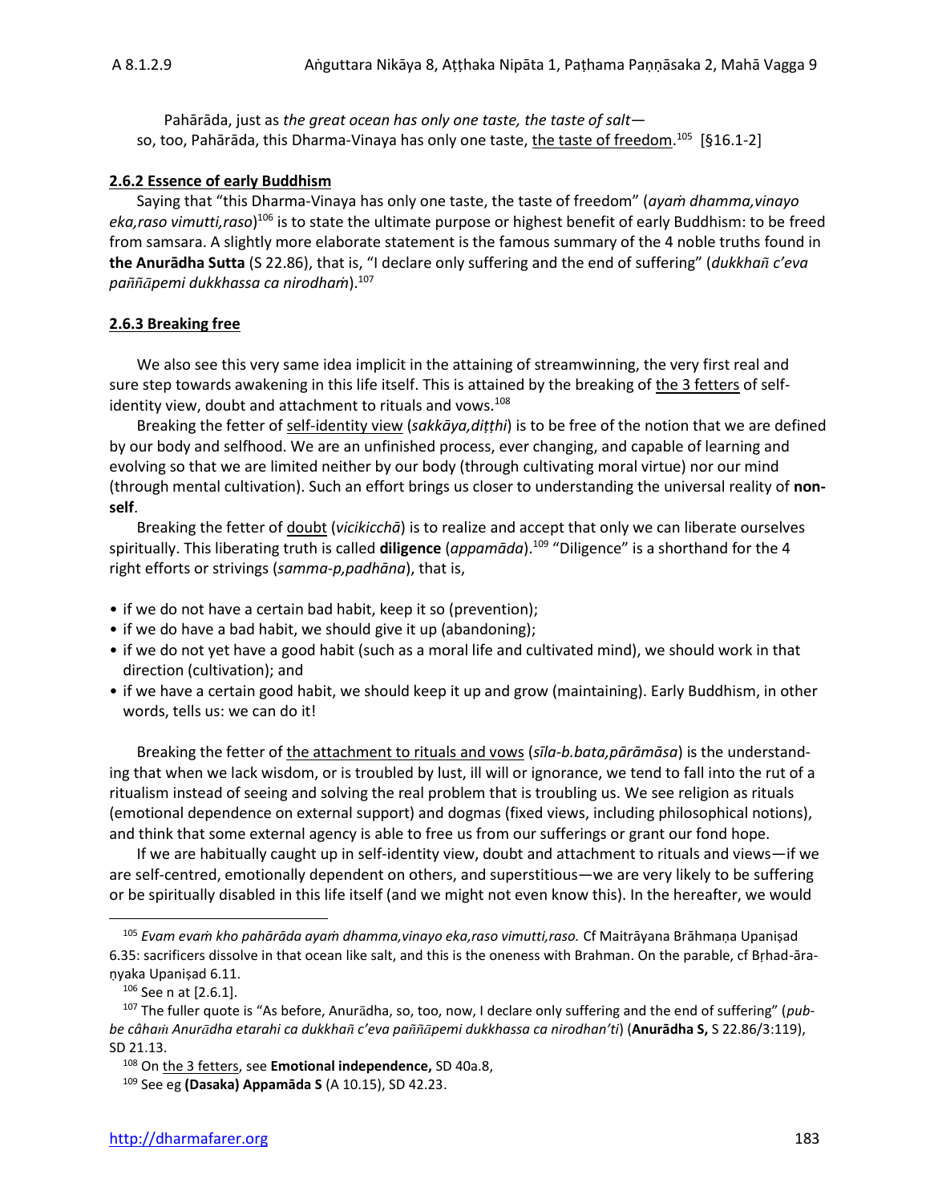Pahārāda, just as *the great ocean has only one taste, the taste of salt*—
so, too, Pahārāda, this Dharma-Vinaya has only one taste, the taste of freedom.[105] [§16.1-2]

### 2.6.2 Essence of early Buddhism

Saying that "this Dharma-Vinaya has only one taste, the taste of freedom" (*ayaṁ dhamma,vinayo eka,raso vimutti,raso*)[106] is to state the ultimate purpose or highest benefit of early Buddhism: to be freed from samsara. A slightly more elaborate statement is the famous summary of the 4 noble truths found in **the Anurādha Sutta** (S 22.86), that is, "I declare only suffering and the end of suffering" (*dukkhañ c'eva paññāpemi dukkhassa ca nirodhaṁ*).[107]

### 2.6.3 Breaking free

We also see this very same idea implicit in the attaining of streamwinning, the very first real and sure step towards awakening in this life itself. This is attained by the breaking of the 3 fetters of self-identity view, doubt and attachment to rituals and vows.[108]

Breaking the fetter of self-identity view (*sakkāya,diṭṭhi*) is to be free of the notion that we are defined by our body and selfhood. We are an unfinished process, ever changing, and capable of learning and evolving so that we are limited neither by our body (through cultivating moral virtue) nor our mind (through mental cultivation). Such an effort brings us closer to understanding the universal reality of **non-self**.

Breaking the fetter of doubt (*vicikicchā*) is to realize and accept that only we can liberate ourselves spiritually. This liberating truth is called **diligence** (*appamāda*).[109] "Diligence" is a shorthand for the 4 right efforts or strivings (*samma-p,padhāna*), that is,

- if we do not have a certain bad habit, keep it so (prevention);
- if we do have a bad habit, we should give it up (abandoning);
- if we do not yet have a good habit (such as a moral life and cultivated mind), we should work in that direction (cultivation); and
- if we have a certain good habit, we should keep it up and grow (maintaining). Early Buddhism, in other words, tells us: we can do it!

Breaking the fetter of the attachment to rituals and vows (*sīla-b.bata,pārāmāsa*) is the understanding that when we lack wisdom, or is troubled by lust, ill will or ignorance, we tend to fall into the rut of a ritualism instead of seeing and solving the real problem that is troubling us. We see religion as rituals (emotional dependence on external support) and dogmas (fixed views, including philosophical notions), and think that some external agency is able to free us from our sufferings or grant our fond hope.

If we are habitually caught up in self-identity view, doubt and attachment to rituals and views—if we are self-centred, emotionally dependent on others, and superstitious—we are very likely to be suffering or be spiritually disabled in this life itself (and we might not even know this). In the hereafter, we would

---

[105] *Evam evaṁ kho pahārāda ayaṁ dhamma,vinayo eka,raso vimutti,raso.* Cf Maitrāyana Brāhmaṇa Upaniṣad 6.35: sacrificers dissolve in that ocean like salt, and this is the oneness with Brahman. On the parable, cf Bṛhad-āraṇyaka Upaniṣad 6.11.

[106] See n at [2.6.1].

[107] The fuller quote is "As before, Anurādha, so, too, now, I declare only suffering and the end of suffering" (*pubbe câhaṁ Anurādha etarahi ca dukkhañ c'eva paññāpemi dukkhassa ca nirodhan'ti*) (**Anurādha S,** S 22.86/3:119), SD 21.13.

[108] On the 3 fetters, see **Emotional independence,** SD 40a.8,

[109] See eg **(Dasaka) Appamāda S** (A 10.15), SD 42.23.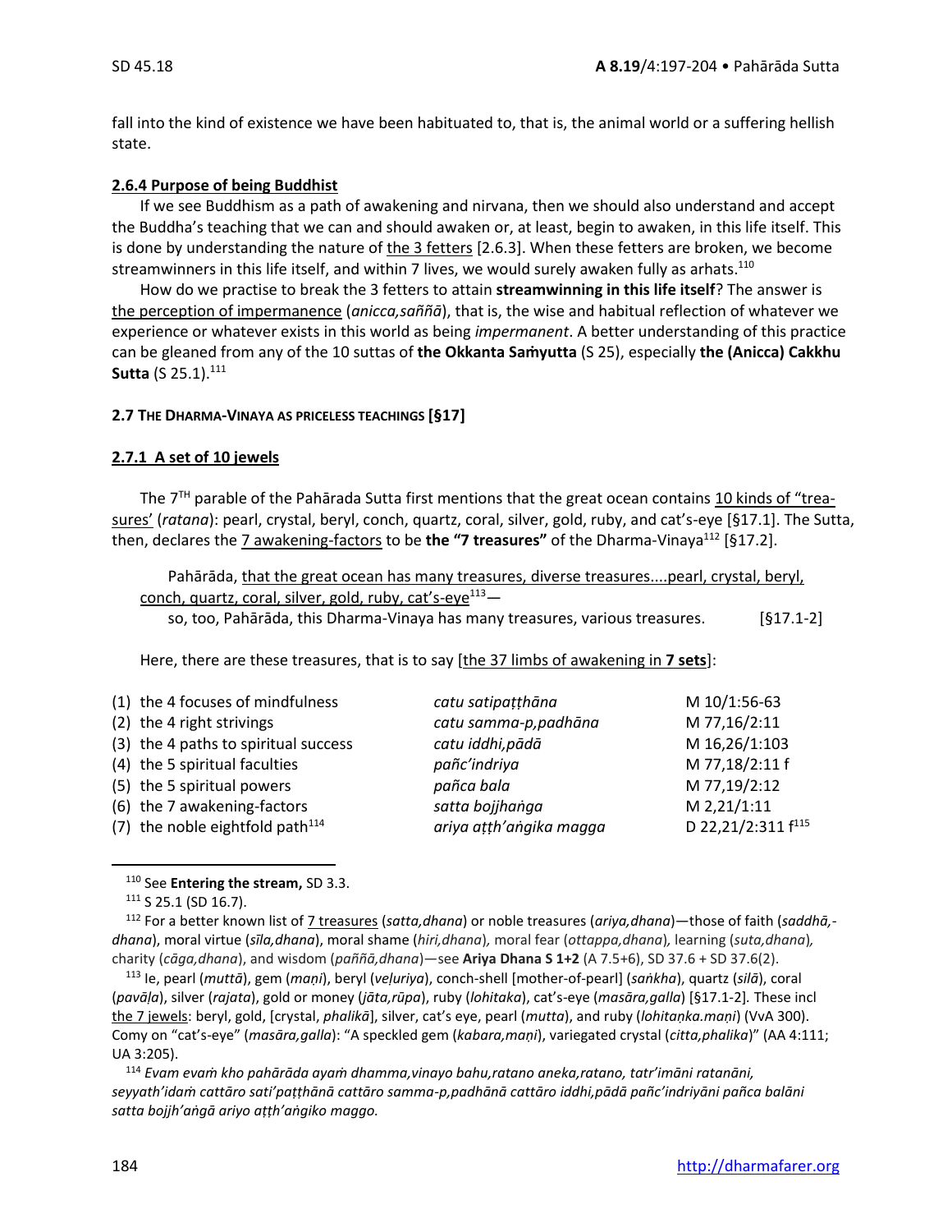fall into the kind of existence we have been habituated to, that is, the animal world or a suffering hellish state.

**2.6.4 Purpose of being Buddhist**

If we see Buddhism as a path of awakening and nirvana, then we should also understand and accept the Buddha's teaching that we can and should awaken or, at least, begin to awaken, in this life itself. This is done by understanding the nature of the 3 fetters [2.6.3]. When these fetters are broken, we become streamwinners in this life itself, and within 7 lives, we would surely awaken fully as arhats.[110]

How do we practise to break the 3 fetters to attain **streamwinning in this life itself**? The answer is the perception of impermanence (*anicca,saññā*), that is, the wise and habitual reflection of whatever we experience or whatever exists in this world as being *impermanent*. A better understanding of this practice can be gleaned from any of the 10 suttas of **the Okkanta Saṁyutta** (S 25), especially **the (Anicca) Cakkhu Sutta** (S 25.1).[111]

**2.7 THE DHARMA-VINAYA AS PRICELESS TEACHINGS [§17]**

**2.7.1 A set of 10 jewels**

The 7TH parable of the Pahārada Sutta first mentions that the great ocean contains 10 kinds of "treasures' (*ratana*): pearl, crystal, beryl, conch, quartz, coral, silver, gold, ruby, and cat's-eye [§17.1]. The Sutta, then, declares the 7 awakening-factors to be **the "7 treasures"** of the Dharma-Vinaya[112] [§17.2].

> Pahārāda, that the great ocean has many treasures, diverse treasures....pearl, crystal, beryl, conch, quartz, coral, silver, gold, ruby, cat's-eye[113]—
> so, too, Pahārāda, this Dharma-Vinaya has many treasures, various treasures. [§17.1-2]

Here, there are these treasures, that is to say [the 37 limbs of awakening in **7 sets**]:

| | | |
|---|---|---|
| (1) the 4 focuses of mindfulness | *catu satipaṭṭhāna* | M 10/1:56-63 |
| (2) the 4 right strivings | *catu samma-p,padhāna* | M 77,16/2:11 |
| (3) the 4 paths to spiritual success | *catu iddhi,pādā* | M 16,26/1:103 |
| (4) the 5 spiritual faculties | *pañc'indriya* | M 77,18/2:11 f |
| (5) the 5 spiritual powers | *pañca bala* | M 77,19/2:12 |
| (6) the 7 awakening-factors | *satta bojjhaṅga* | M 2,21/1:11 |
| (7) the noble eightfold path[114] | *ariya aṭṭh'aṅgika magga* | D 22,21/2:311 f[115] |

---

[110] See **Entering the stream,** SD 3.3.

[111] S 25.1 (SD 16.7).

[112] For a better known list of 7 treasures (*satta,dhana*) or noble treasures (*ariya,dhana*)—those of faith (*saddhā,-dhana*), moral virtue (*sīla,dhana*), moral shame (*hiri,dhana*), moral fear (*ottappa,dhana*), learning (*suta,dhana*), charity (*cāga,dhana*), and wisdom (*paññā,dhana*)—see **Ariya Dhana S 1+2** (A 7.5+6), SD 37.6 + SD 37.6(2).

[113] Ie, pearl (*muttā*), gem (*maṇi*), beryl (*veḷuriya*), conch-shell [mother-of-pearl] (*saṅkha*), quartz (*silā*), coral (*pavāḷa*), silver (*rajata*), gold or money (*jāta,rūpa*), ruby (*lohitaka*), cat's-eye (*masāra,galla*) [§17.1-2]. These incl the 7 jewels: beryl, gold, [crystal, *phalikā*], silver, cat's eye, pearl (*mutta*), and ruby (*lohitaṅka.maṇi*) (VvA 300). Comy on "cat's-eye" (*masāra,galla*): "A speckled gem (*kabara,maṇi*), variegated crystal (*citta,phalika*)" (AA 4:111; UA 3:205).

[114] *Evam evaṁ kho pahārāda ayaṁ dhamma,vinayo bahu,ratano aneka,ratano, tatr'imāni ratanāni, seyyath'idaṁ cattāro sati'paṭṭhānā cattāro samma-p,padhānā cattāro iddhi,pādā pañc'indriyāni pañca balāni satta bojjh'aṅgā ariyo aṭṭh'aṅgiko maggo.*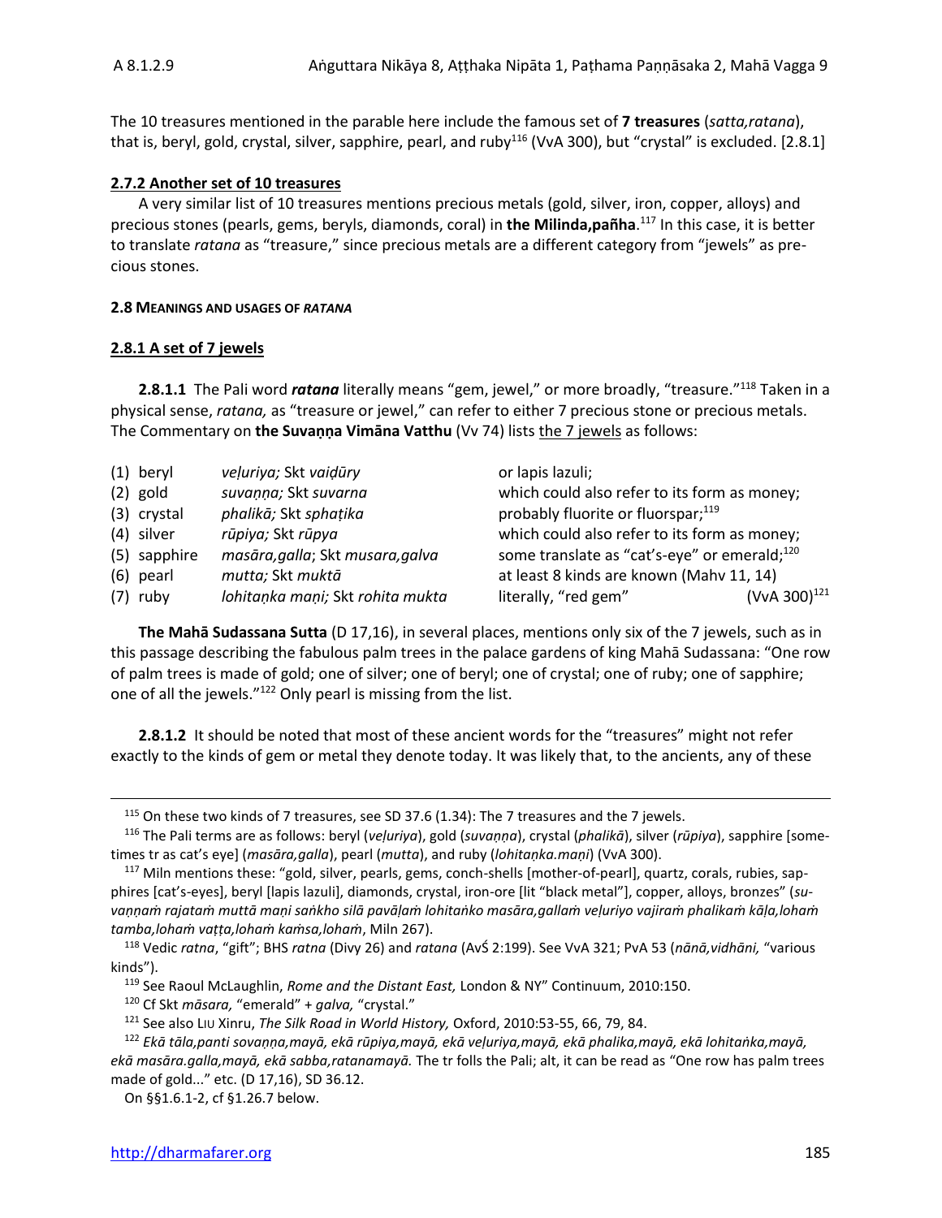The 10 treasures mentioned in the parable here include the famous set of **7 treasures** (*satta,ratana*), that is, beryl, gold, crystal, silver, sapphire, pearl, and ruby[116] (VvA 300), but "crystal" is excluded. [2.8.1]

**2.7.2 Another set of 10 treasures**

A very similar list of 10 treasures mentions precious metals (gold, silver, iron, copper, alloys) and precious stones (pearls, gems, beryls, diamonds, coral) in **the Milinda,pañha**.[117] In this case, it is better to translate *ratana* as "treasure," since precious metals are a different category from "jewels" as precious stones.

#### 2.8 MEANINGS AND USAGES OF *RATANA*

**2.8.1 A set of 7 jewels**

**2.8.1.1** The Pali word ***ratana*** literally means "gem, jewel," or more broadly, "treasure."[118] Taken in a physical sense, *ratana,* as "treasure or jewel," can refer to either 7 precious stone or precious metals. The Commentary on **the Suvaṇṇa Vimāna Vatthu** (Vv 74) lists the 7 jewels as follows:

| | | | |
|---|---|---|---|
| (1) beryl | *veḷuriya;* Skt *vaiḍūry* | or lapis lazuli; | |
| (2) gold | *suvaṇṇa;* Skt *suvarna* | which could also refer to its form as money; | |
| (3) crystal | *phalikā;* Skt *sphaṭika* | probably fluorite or fluorspar;[119] | |
| (4) silver | *rūpiya;* Skt *rūpya* | which could also refer to its form as money; | |
| (5) sapphire | *masāra,galla*; Skt *musara,galva* | some translate as "cat's-eye" or emerald;[120] | |
| (6) pearl | *mutta;* Skt *muktā* | at least 8 kinds are known (Mahv 11, 14) | |
| (7) ruby | *lohitaṇka maṇi;* Skt *rohita mukta* | literally, "red gem" | (VvA 300)[121] |

**The Mahā Sudassana Sutta** (D 17,16), in several places, mentions only six of the 7 jewels, such as in this passage describing the fabulous palm trees in the palace gardens of king Mahā Sudassana: "One row of palm trees is made of gold; one of silver; one of beryl; one of crystal; one of ruby; one of sapphire; one of all the jewels."[122] Only pearl is missing from the list.

**2.8.1.2** It should be noted that most of these ancient words for the "treasures" might not refer exactly to the kinds of gem or metal they denote today. It was likely that, to the ancients, any of these

---

[115] On these two kinds of 7 treasures, see SD 37.6 (1.34): The 7 treasures and the 7 jewels.

[116] The Pali terms are as follows: beryl (*veḷuriya*), gold (*suvaṇṇa*), crystal (*phalikā*), silver (*rūpiya*), sapphire [sometimes tr as cat's eye] (*masāra,galla*), pearl (*mutta*), and ruby (*lohitaṇka.maṇi*) (VvA 300).

[117] Miln mentions these: "gold, silver, pearls, gems, conch-shells [mother-of-pearl], quartz, corals, rubies, sapphires [cat's-eyes], beryl [lapis lazuli], diamonds, crystal, iron-ore [lit "black metal"], copper, alloys, bronzes" (*suvaṇṇaṁ rajataṁ muttā maṇi saṅkho silā pavāḷaṁ lohitaṅko masāra,gallaṁ veḷuriyo vajiraṁ phalikaṁ kāḷa,lohaṁ tamba,lohaṁ vaṭṭa,lohaṁ kaṁsa,lohaṁ*, Miln 267).

[118] Vedic *ratna*, "gift"; BHS *ratna* (Divy 26) and *ratana* (AvŚ 2:199). See VvA 321; PvA 53 (*nānā,vidhāni,* "various kinds").

[119] See Raoul McLaughlin, *Rome and the Distant East,* London & NY" Continuum, 2010:150.

[120] Cf Skt *māsara,* "emerald" + *galva,* "crystal."

[121] See also LIU Xinru, *The Silk Road in World History,* Oxford, 2010:53-55, 66, 79, 84.

[122] *Ekā tāla,panti sovaṇṇa,mayā, ekā rūpiya,mayā, ekā veḷuriya,mayā, ekā phalika,mayā, ekā lohitaṅka,mayā, ekā masāra.galla,mayā, ekā sabba,ratanamayā.* The tr folls the Pali; alt, it can be read as "One row has palm trees made of gold..." etc. (D 17,16), SD 36.12.

On §§1.6.1-2, cf §1.26.7 below.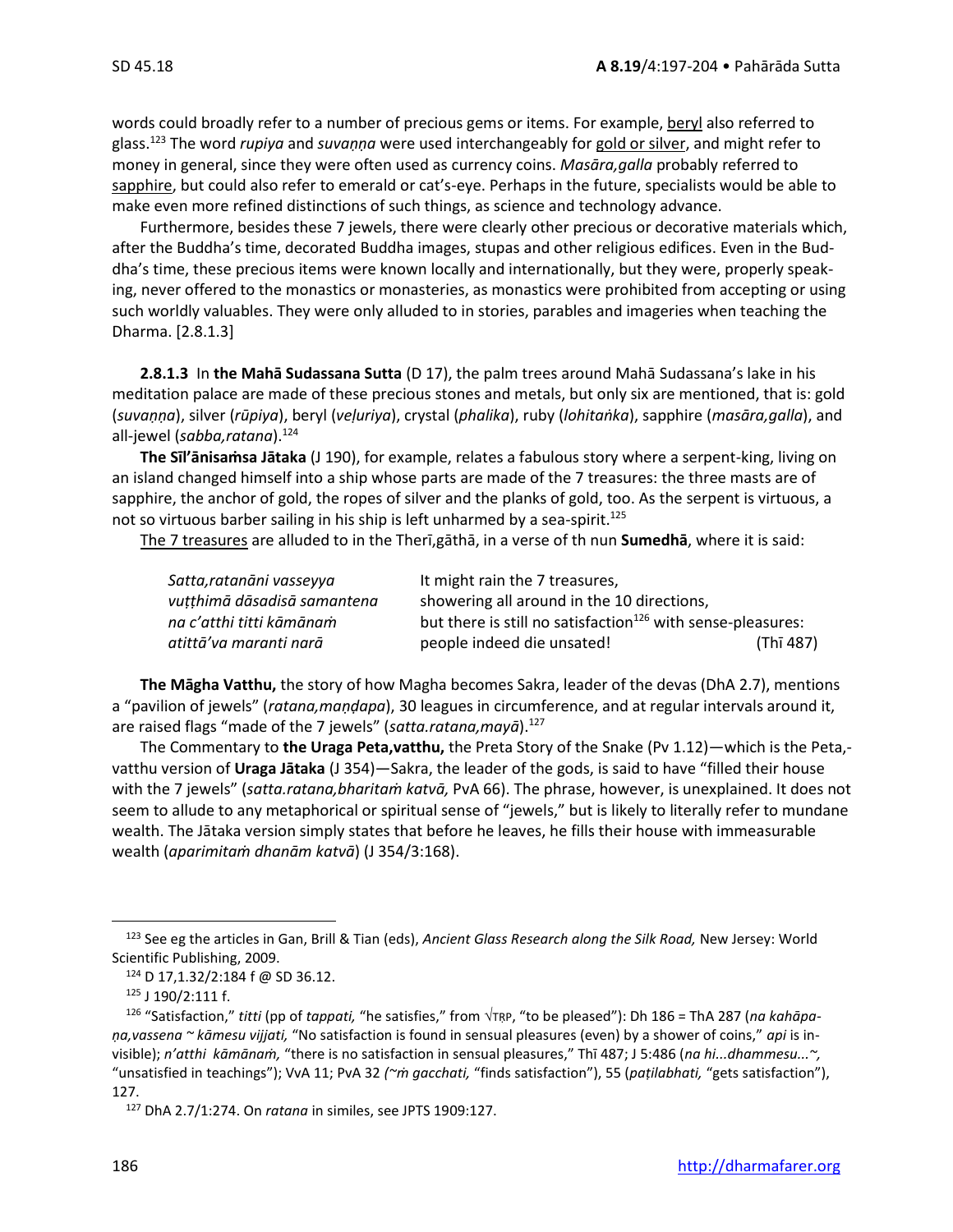words could broadly refer to a number of precious gems or items. For example, beryl also referred to glass.[123] The word *rupiya* and *suvaṇṇa* were used interchangeably for gold or silver, and might refer to money in general, since they were often used as currency coins. *Masāra,galla* probably referred to sapphire, but could also refer to emerald or cat's-eye. Perhaps in the future, specialists would be able to make even more refined distinctions of such things, as science and technology advance.

Furthermore, besides these 7 jewels, there were clearly other precious or decorative materials which, after the Buddha's time, decorated Buddha images, stupas and other religious edifices. Even in the Buddha's time, these precious items were known locally and internationally, but they were, properly speaking, never offered to the monastics or monasteries, as monastics were prohibited from accepting or using such worldly valuables. They were only alluded to in stories, parables and imageries when teaching the Dharma. [2.8.1.3]

**2.8.1.3** In **the Mahā Sudassana Sutta** (D 17), the palm trees around Mahā Sudassana's lake in his meditation palace are made of these precious stones and metals, but only six are mentioned, that is: gold (*suvaṇṇa*), silver (*rūpiya*), beryl (*veḷuriya*), crystal (*phalika*), ruby (*lohitaṅka*), sapphire (*masāra,galla*), and all-jewel (*sabba,ratana*).[124]

**The Sīl'ānisaṁsa Jātaka** (J 190), for example, relates a fabulous story where a serpent-king, living on an island changed himself into a ship whose parts are made of the 7 treasures: the three masts are of sapphire, the anchor of gold, the ropes of silver and the planks of gold, too. As the serpent is virtuous, a not so virtuous barber sailing in his ship is left unharmed by a sea-spirit.[125]

The 7 treasures are alluded to in the Therī,gāthā, in a verse of th nun **Sumedhā**, where it is said:

| | | |
|---|---|---|
| *Satta,ratanāni vasseyya* | It might rain the 7 treasures, | |
| *vuṭṭhimā dāsadisā samantena* | showering all around in the 10 directions, | |
| *na c'atthi titti kāmānaṁ* | but there is still no satisfaction[126] with sense-pleasures: | |
| *atittā'va maranti narā* | people indeed die unsated! | (Thī 487) |

**The Māgha Vatthu,** the story of how Magha becomes Sakra, leader of the devas (DhA 2.7), mentions a "pavilion of jewels" (*ratana,maṇḍapa*), 30 leagues in circumference, and at regular intervals around it, are raised flags "made of the 7 jewels" (*satta.ratana,mayā*).[127]

The Commentary to **the Uraga Peta,vatthu,** the Preta Story of the Snake (Pv 1.12)—which is the Peta,-vatthu version of **Uraga Jātaka** (J 354)—Sakra, the leader of the gods, is said to have "filled their house with the 7 jewels" (*satta.ratana,bharitaṁ katvā,* PvA 66). The phrase, however, is unexplained. It does not seem to allude to any metaphorical or spiritual sense of "jewels," but is likely to literally refer to mundane wealth. The Jātaka version simply states that before he leaves, he fills their house with immeasurable wealth (*aparimitaṁ dhanām katvā*) (J 354/3:168).

---

[123] See eg the articles in Gan, Brill & Tian (eds), *Ancient Glass Research along the Silk Road,* New Jersey: World Scientific Publishing, 2009.

[124] D 17,1.32/2:184 f @ SD 36.12.

[125] J 190/2:111 f.

[126] "Satisfaction," *titti* (pp of *tappati,* "he satisfies," from √TṚP, "to be pleased"): Dh 186 = ThA 287 (*na kahāpaṇa,vassena ~ kāmesu vijjati,* "No satisfaction is found in sensual pleasures (even) by a shower of coins," *api* is invisible); *n'atthi kāmānaṁ,* "there is no satisfaction in sensual pleasures," Thī 487; J 5:486 (*na hi...dhammesu...~,* "unsatisfied in teachings"); VvA 11; PvA 32 *(~ṁ gacchati,* "finds satisfaction"), 55 (*paṭilabhati,* "gets satisfaction"), 127.

[127] DhA 2.7/1:274. On *ratana* in similes, see JPTS 1909:127.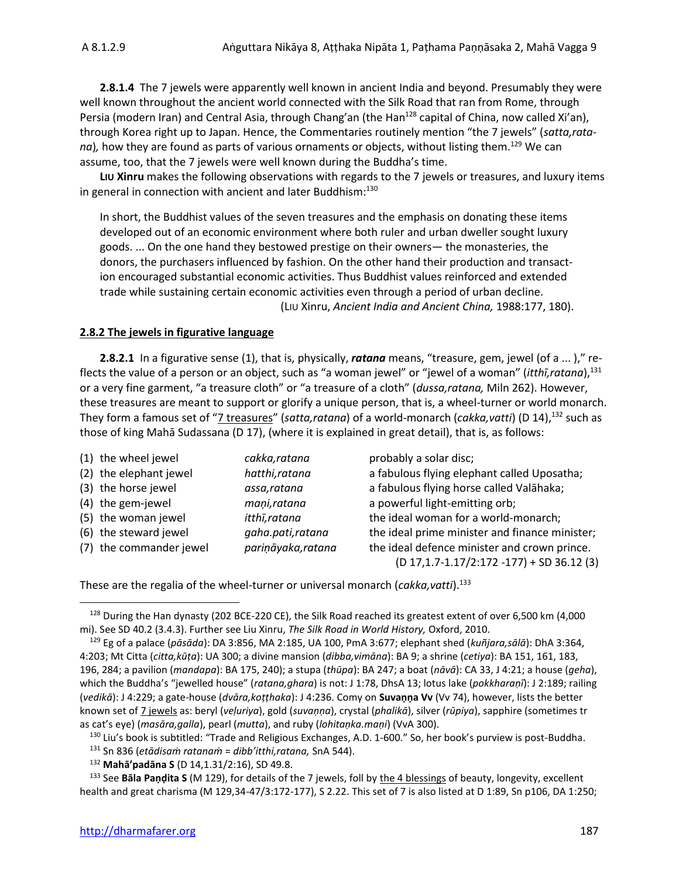**2.8.1.4** The 7 jewels were apparently well known in ancient India and beyond. Presumably they were well known throughout the ancient world connected with the Silk Road that ran from Rome, through Persia (modern Iran) and Central Asia, through Chang'an (the Han[128] capital of China, now called Xi'an), through Korea right up to Japan. Hence, the Commentaries routinely mention "the 7 jewels" (*satta,ratana*), how they are found as parts of various ornaments or objects, without listing them.[129] We can assume, too, that the 7 jewels were well known during the Buddha's time.

**LIU Xinru** makes the following observations with regards to the 7 jewels or treasures, and luxury items in general in connection with ancient and later Buddhism:[130]

> In short, the Buddhist values of the seven treasures and the emphasis on donating these items developed out of an economic environment where both ruler and urban dweller sought luxury goods. ... On the one hand they bestowed prestige on their owners— the monasteries, the donors, the purchasers influenced by fashion. On the other hand their production and transaction encouraged substantial economic activities. Thus Buddhist values reinforced and extended trade while sustaining certain economic activities even through a period of urban decline.
>
> (LIU Xinru, *Ancient India and Ancient China,* 1988:177, 180).

**2.8.2 The jewels in figurative language**

**2.8.2.1** In a figurative sense (1), that is, physically, ***ratana*** means, "treasure, gem, jewel (of a ... )," reflects the value of a person or an object, such as "a woman jewel" or "jewel of a woman" (*itthī,ratana*),[131] or a very fine garment, "a treasure cloth" or "a treasure of a cloth" (*dussa,ratana,* Miln 262). However, these treasures are meant to support or glorify a unique person, that is, a wheel-turner or world monarch. They form a famous set of "7 treasures" (*satta,ratana*) of a world-monarch (*cakka,vatti*) (D 14),[132] such as those of king Mahā Sudassana (D 17), (where it is explained in great detail), that is, as follows:

| | | |
|---|---|---|
| (1) the wheel jewel | *cakka,ratana* | probably a solar disc; |
| (2) the elephant jewel | *hatthi,ratana* | a fabulous flying elephant called Uposatha; |
| (3) the horse jewel | *assa,ratana* | a fabulous flying horse called Valāhaka; |
| (4) the gem-jewel | *maṇi,ratana* | a powerful light-emitting orb; |
| (5) the woman jewel | *itthī,ratana* | the ideal woman for a world-monarch; |
| (6) the steward jewel | *gaha.pati,ratana* | the ideal prime minister and finance minister; |
| (7) the commander jewel | *pariṇāyaka,ratana* | the ideal defence minister and crown prince. |

(D 17,1.7-1.17/2:172 -177) + SD 36.12 (3)

These are the regalia of the wheel-turner or universal monarch (*cakka,vatti*).[133]

---

[128] During the Han dynasty (202 BCE-220 CE), the Silk Road reached its greatest extent of over 6,500 km (4,000 mi). See SD 40.2 (3.4.3). Further see Liu Xinru, *The Silk Road in World History,* Oxford, 2010.

[129] Eg of a palace (*pāsāda*): DA 3:856, MA 2:185, UA 100, PmA 3:677; elephant shed (*kuñjara,sālā*): DhA 3:364, 4:203; Mt Citta (*citta,kūṭa*): UA 300; a divine mansion (*dibba,vimāna*): BA 9; a shrine (*cetiya*): BA 151, 161, 183, 196, 284; a pavilion (*maṇḍapa*): BA 175, 240); a stupa (*thūpa*): BA 247; a boat (*nāvā*): CA 33, J 4:21; a house (*geha*), which the Buddha's "jewelled house" (*ratana,ghara*) is not: J 1:78, DhsA 13; lotus lake (*pokkharaṇī*): J 2:189; railing (*vedikā*): J 4:229; a gate-house (*dvāra,koṭṭhaka*): J 4:236. Comy on **Suvaṇṇa Vv** (Vv 74), however, lists the better known set of 7 jewels as: beryl (*veḷuriya*), gold (*suvaṇṇa*), crystal (*phalikā*), silver (*rūpiya*), sapphire (sometimes tr as cat's eye) (*masāra,galla*), pearl (*mutta*), and ruby (*lohitaṅka.maṇi*) (VvA 300).

[130] Liu's book is subtitled: "Trade and Religious Exchanges, A.D. 1-600." So, her book's purview is post-Buddha.

[131] Sn 836 (*etādisaṁ ratanaṁ = dibb'itthi,ratana,* SnA 544).

[132] **Mahā'padāna S** (D 14,1.31/2:16), SD 49.8.

[133] See **Bāla Paṇḍita S** (M 129), for details of the 7 jewels, foll by the 4 blessings of beauty, longevity, excellent health and great charisma (M 129,34-47/3:172-177), S 2.22. This set of 7 is also listed at D 1:89, Sn p106, DA 1:250;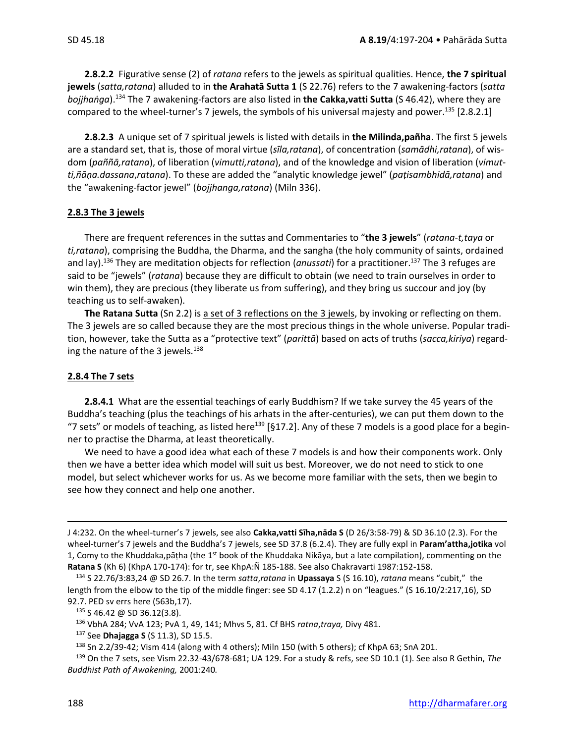**2.8.2.2** Figurative sense (2) of *ratana* refers to the jewels as spiritual qualities. Hence, **the 7 spiritual jewels** (*satta,ratana*) alluded to in **the Arahatā Sutta 1** (S 22.76) refers to the 7 awakening-factors (*satta bojjhaṅga*).[134] The 7 awakening-factors are also listed in **the Cakka,vatti Sutta** (S 46.42), where they are compared to the wheel-turner's 7 jewels, the symbols of his universal majesty and power.[135] [2.8.2.1]

**2.8.2.3** A unique set of 7 spiritual jewels is listed with details in **the Milinda,pañha**. The first 5 jewels are a standard set, that is, those of moral virtue (*sīla,ratana*), of concentration (*samādhi,ratana*), of wisdom (*paññā,ratana*), of liberation (*vimutti,ratana*), and of the knowledge and vision of liberation (*vimutti,ñāṇa.dassana,ratana*). To these are added the "analytic knowledge jewel" (*paṭisambhidā,ratana*) and the "awakening-factor jewel" (*bojjhanga,ratana*) (Miln 336).

### 2.8.3 The 3 jewels

There are frequent references in the suttas and Commentaries to "**the 3 jewels**" (*ratana-t,taya* or *ti,ratana*), comprising the Buddha, the Dharma, and the sangha (the holy community of saints, ordained and lay).[136] They are meditation objects for reflection (*anussati*) for a practitioner.[137] The 3 refuges are said to be "jewels" (*ratana*) because they are difficult to obtain (we need to train ourselves in order to win them), they are precious (they liberate us from suffering), and they bring us succour and joy (by teaching us to self-awaken).

**The Ratana Sutta** (Sn 2.2) is a set of 3 reflections on the 3 jewels, by invoking or reflecting on them. The 3 jewels are so called because they are the most precious things in the whole universe. Popular tradition, however, take the Sutta as a "protective text" (*parittā*) based on acts of truths (*sacca,kiriya*) regarding the nature of the 3 jewels.[138]

### 2.8.4 The 7 sets

**2.8.4.1** What are the essential teachings of early Buddhism? If we take survey the 45 years of the Buddha's teaching (plus the teachings of his arhats in the after-centuries), we can put them down to the "7 sets" or models of teaching, as listed here[139] [§17.2]. Any of these 7 models is a good place for a beginner to practise the Dharma, at least theoretically.

We need to have a good idea what each of these 7 models is and how their components work. Only then we have a better idea which model will suit us best. Moreover, we do not need to stick to one model, but select whichever works for us. As we become more familiar with the sets, then we begin to see how they connect and help one another.

---

J 4:232. On the wheel-turner's 7 jewels, see also **Cakka,vatti Sīha,nāda S** (D 26/3:58-79) & SD 36.10 (2.3). For the wheel-turner's 7 jewels and the Buddha's 7 jewels, see SD 37.8 (6.2.4). They are fully expl in **Param'attha,jotika** vol 1, Comy to the Khuddaka,pāṭha (the 1st book of the Khuddaka Nikāya, but a late compilation), commenting on the **Ratana S** (Kh 6) (KhpA 170-174): for tr, see KhpA:Ñ 185-188. See also Chakravarti 1987:152-158.

[134] S 22.76/3:83,24 @ SD 26.7. In the term *satta,ratana* in **Upassaya** S (S 16.10), *ratana* means "cubit," the length from the elbow to the tip of the middle finger: see SD 4.17 (1.2.2) n on "leagues." (S 16.10/2:217,16), SD 92.7. PED sv errs here (563b,17).

[135] S 46.42 @ SD 36.12(3.8).

[136] VbhA 284; VvA 123; PvA 1, 49, 141; Mhvs 5, 81. Cf BHS *ratna,traya,* Divy 481.

[137] See **Dhajagga S** (S 11.3), SD 15.5.

[138] Sn 2.2/39-42; Vism 414 (along with 4 others); Miln 150 (with 5 others); cf KhpA 63; SnA 201.

[139] On the 7 sets, see Vism 22.32-43/678-681; UA 129. For a study & refs, see SD 10.1 (1). See also R Gethin, *The Buddhist Path of Awakening,* 2001:240*.*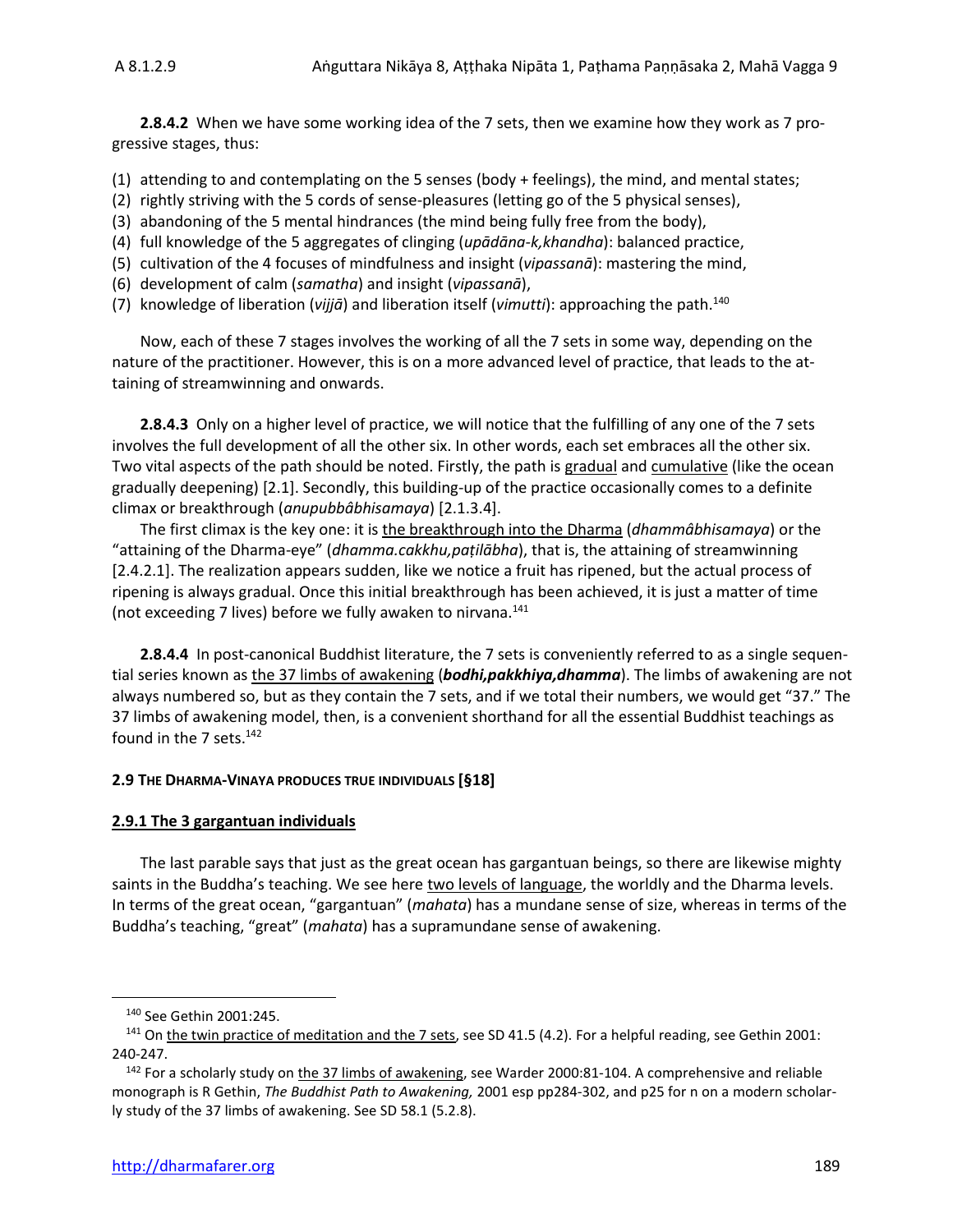**2.8.4.2** When we have some working idea of the 7 sets, then we examine how they work as 7 progressive stages, thus:

(1) attending to and contemplating on the 5 senses (body + feelings), the mind, and mental states;
(2) rightly striving with the 5 cords of sense-pleasures (letting go of the 5 physical senses),
(3) abandoning of the 5 mental hindrances (the mind being fully free from the body),
(4) full knowledge of the 5 aggregates of clinging (*upādāna-k,khandha*): balanced practice,
(5) cultivation of the 4 focuses of mindfulness and insight (*vipassanā*): mastering the mind,
(6) development of calm (*samatha*) and insight (*vipassanā*),
(7) knowledge of liberation (*vijjā*) and liberation itself (*vimutti*): approaching the path.[140]

Now, each of these 7 stages involves the working of all the 7 sets in some way, depending on the nature of the practitioner. However, this is on a more advanced level of practice, that leads to the attaining of streamwinning and onwards.

**2.8.4.3** Only on a higher level of practice, we will notice that the fulfilling of any one of the 7 sets involves the full development of all the other six. In other words, each set embraces all the other six. Two vital aspects of the path should be noted. Firstly, the path is gradual and cumulative (like the ocean gradually deepening) [2.1]. Secondly, this building-up of the practice occasionally comes to a definite climax or breakthrough (*anupubbâbhisamaya*) [2.1.3.4].

The first climax is the key one: it is the breakthrough into the Dharma (*dhammâbhisamaya*) or the "attaining of the Dharma-eye" (*dhamma.cakkhu,paṭilābha*), that is, the attaining of streamwinning [2.4.2.1]. The realization appears sudden, like we notice a fruit has ripened, but the actual process of ripening is always gradual. Once this initial breakthrough has been achieved, it is just a matter of time (not exceeding 7 lives) before we fully awaken to nirvana.[141]

**2.8.4.4** In post-canonical Buddhist literature, the 7 sets is conveniently referred to as a single sequential series known as the 37 limbs of awakening (***bodhi,pakkhiya,dhamma***). The limbs of awakening are not always numbered so, but as they contain the 7 sets, and if we total their numbers, we would get "37." The 37 limbs of awakening model, then, is a convenient shorthand for all the essential Buddhist teachings as found in the 7 sets.[142]

#### 2.9 THE DHARMA-VINAYA PRODUCES TRUE INDIVIDUALS [§18]

##### 2.9.1 The 3 gargantuan individuals

The last parable says that just as the great ocean has gargantuan beings, so there are likewise mighty saints in the Buddha's teaching. We see here two levels of language, the worldly and the Dharma levels. In terms of the great ocean, "gargantuan" (*mahata*) has a mundane sense of size, whereas in terms of the Buddha's teaching, "great" (*mahata*) has a supramundane sense of awakening.

---

[140] See Gethin 2001:245.

[141] On the twin practice of meditation and the 7 sets, see SD 41.5 (4.2). For a helpful reading, see Gethin 2001: 240-247.

[142] For a scholarly study on the 37 limbs of awakening, see Warder 2000:81-104. A comprehensive and reliable monograph is R Gethin, *The Buddhist Path to Awakening,* 2001 esp pp284-302, and p25 for n on a modern scholarly study of the 37 limbs of awakening. See SD 58.1 (5.2.8).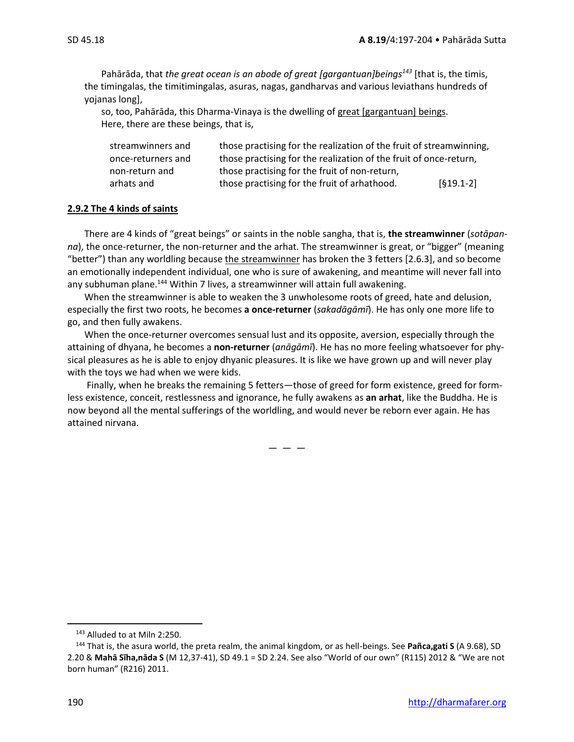Pahārāda, that *the great ocean is an abode of great [gargantuan]beings*[143] [that is, the timis, the timingalas, the timitimingalas, asuras, nagas, gandharvas and various leviathans hundreds of yojanas long],

so, too, Pahārāda, this Dharma-Vinaya is the dwelling of great [gargantuan] beings.
Here, there are these beings, that is,

| | | |
|---|---|---|
| streamwinners and | those practising for the realization of the fruit of streamwinning, | |
| once-returners and | those practising for the realization of the fruit of once-return, | |
| non-return and | those practising for the fruit of non-return, | |
| arhats and | those practising for the fruit of arhathood. | [§19.1-2] |

### 2.9.2 The 4 kinds of saints

There are 4 kinds of "great beings" or saints in the noble sangha, that is, **the streamwinner** (*sotāpanna*), the once-returner, the non-returner and the arhat. The streamwinner is great, or "bigger" (meaning "better") than any worldling because the streamwinner has broken the 3 fetters [2.6.3], and so become an emotionally independent individual, one who is sure of awakening, and meantime will never fall into any subhuman plane.[144] Within 7 lives, a streamwinner will attain full awakening.

When the streamwinner is able to weaken the 3 unwholesome roots of greed, hate and delusion, especially the first two roots, he becomes **a once-returner** (*sakadāgāmī*). He has only one more life to go, and then fully awakens.

When the once-returner overcomes sensual lust and its opposite, aversion, especially through the attaining of dhyana, he becomes a **non-returner** (*anāgāmī*). He has no more feeling whatsoever for physical pleasures as he is able to enjoy dhyanic pleasures. It is like we have grown up and will never play with the toys we had when we were kids.

Finally, when he breaks the remaining 5 fetters—those of greed for form existence, greed for formless existence, conceit, restlessness and ignorance, he fully awakens as **an arhat**, like the Buddha. He is now beyond all the mental sufferings of the worldling, and would never be reborn ever again. He has attained nirvana.

— — —

[143] Alluded to at Miln 2:250.

[144] That is, the asura world, the preta realm, the animal kingdom, or as hell-beings. See **Pañca,gati S** (A 9.68), SD 2.20 & **Mahā Sīha,nāda S** (M 12,37-41), SD 49.1 = SD 2.24. See also "World of our own" (R115) 2012 & "We are not born human" (R216) 2011.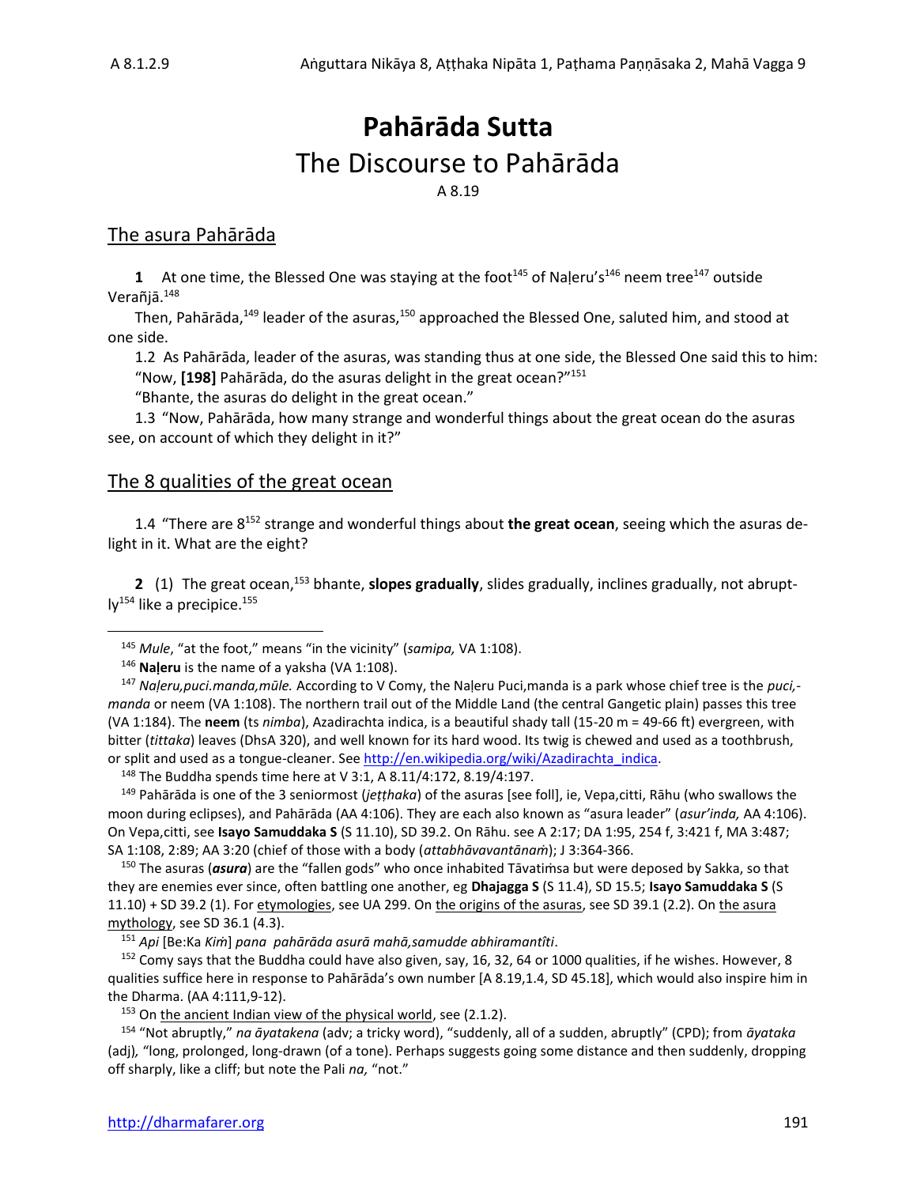# Pahārāda Sutta

## The Discourse to Pahārāda

A 8.19

### The asura Pahārāda

**1** At one time, the Blessed One was staying at the foot[145] of Naḷeru's[146] neem tree[147] outside Verañjā.[148]

Then, Pahārāda,[149] leader of the asuras,[150] approached the Blessed One, saluted him, and stood at one side.

1.2 As Pahārāda, leader of the asuras, was standing thus at one side, the Blessed One said this to him: "Now, **[198]** Pahārāda, do the asuras delight in the great ocean?"[151]

"Bhante, the asuras do delight in the great ocean."

1.3 "Now, Pahārāda, how many strange and wonderful things about the great ocean do the asuras see, on account of which they delight in it?"

### The 8 qualities of the great ocean

1.4 "There are 8[152] strange and wonderful things about **the great ocean**, seeing which the asuras delight in it. What are the eight?

**2** (1) The great ocean,[153] bhante, **slopes gradually**, slides gradually, inclines gradually, not abruptly[154] like a precipice.[155]

---

[145] *Mule*, "at the foot," means "in the vicinity" (*samipa,* VA 1:108).

[146] **Naḷeru** is the name of a yaksha (VA 1:108).

[147] *Naḷeru,puci.manda,mūle.* According to V Comy, the Naḷeru Puci,manda is a park whose chief tree is the *puci,-manda* or neem (VA 1:108). The northern trail out of the Middle Land (the central Gangetic plain) passes this tree (VA 1:184). The **neem** (ts *nimba*), Azadirachta indica, is a beautiful shady tall (15-20 m = 49-66 ft) evergreen, with bitter (*tittaka*) leaves (DhsA 320), and well known for its hard wood. Its twig is chewed and used as a toothbrush, or split and used as a tongue-cleaner. See http://en.wikipedia.org/wiki/Azadirachta_indica.

[148] The Buddha spends time here at V 3:1, A 8.11/4:172, 8.19/4:197.

[149] Pahārāda is one of the 3 seniormost (*jeṭṭhaka*) of the asuras [see foll], ie, Vepa,citti, Rāhu (who swallows the moon during eclipses), and Pahārāda (AA 4:106). They are each also known as "asura leader" (*asur'inda,* AA 4:106). On Vepa,citti, see **Isayo Samuddaka S** (S 11.10), SD 39.2. On Rāhu. see A 2:17; DA 1:95, 254 f, 3:421 f, MA 3:487; SA 1:108, 2:89; AA 3:20 (chief of those with a body (*attabhāvavantānaṁ*); J 3:364-366.

[150] The asuras (***asura***) are the "fallen gods" who once inhabited Tāvatiṁsa but were deposed by Sakka, so that they are enemies ever since, often battling one another, eg **Dhajagga S** (S 11.4), SD 15.5; **Isayo Samuddaka S** (S 11.10) + SD 39.2 (1). For etymologies, see UA 299. On the origins of the asuras, see SD 39.1 (2.2). On the asura mythology, see SD 36.1 (4.3).

[151] *Api* [Be:Ka *Kiṁ*] *pana pahārāda asurā mahā,samudde abhiramantîti*.

[152] Comy says that the Buddha could have also given, say, 16, 32, 64 or 1000 qualities, if he wishes. However, 8 qualities suffice here in response to Pahārāda's own number [A 8.19,1.4, SD 45.18], which would also inspire him in the Dharma. (AA 4:111,9-12).

[153] On the ancient Indian view of the physical world, see (2.1.2).

[154] "Not abruptly," *na āyatakena* (adv; a tricky word), "suddenly, all of a sudden, abruptly" (CPD); from *āyataka* (adj)*,* "long, prolonged, long-drawn (of a tone). Perhaps suggests going some distance and then suddenly, dropping off sharply, like a cliff; but note the Pali *na,* "not."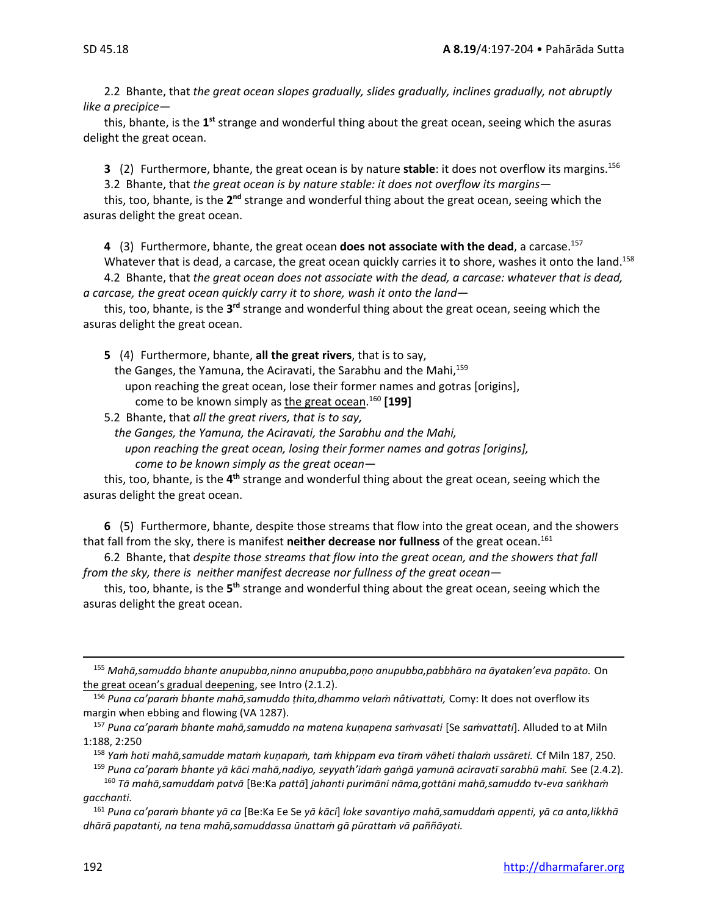2.2 Bhante, that *the great ocean slopes gradually, slides gradually, inclines gradually, not abruptly like a precipice*—

this, bhante, is the **1st** strange and wonderful thing about the great ocean, seeing which the asuras delight the great ocean.

**3** (2) Furthermore, bhante, the great ocean is by nature **stable**: it does not overflow its margins.[156]

3.2 Bhante, that *the great ocean is by nature stable: it does not overflow its margins*—

this, too, bhante, is the **2nd** strange and wonderful thing about the great ocean, seeing which the asuras delight the great ocean.

**4** (3) Furthermore, bhante, the great ocean **does not associate with the dead**, a carcase.[157]

Whatever that is dead, a carcase, the great ocean quickly carries it to shore, washes it onto the land.[158]

4.2 Bhante, that *the great ocean does not associate with the dead, a carcase: whatever that is dead, a carcase, the great ocean quickly carry it to shore, wash it onto the land*—

this, too, bhante, is the **3rd** strange and wonderful thing about the great ocean, seeing which the asuras delight the great ocean.

**5** (4) Furthermore, bhante, **all the great rivers**, that is to say,
the Ganges, the Yamuna, the Aciravati, the Sarabhu and the Mahi,[159]
upon reaching the great ocean, lose their former names and gotras [origins],
come to be known simply as the great ocean.[160] **[199]**

5.2 Bhante, that *all the great rivers, that is to say,*
*the Ganges, the Yamuna, the Aciravati, the Sarabhu and the Mahi,*
*upon reaching the great ocean, losing their former names and gotras [origins],*
*come to be known simply as the great ocean*—

this, too, bhante, is the **4th** strange and wonderful thing about the great ocean, seeing which the asuras delight the great ocean.

**6** (5) Furthermore, bhante, despite those streams that flow into the great ocean, and the showers that fall from the sky, there is manifest **neither decrease nor fullness** of the great ocean.[161]

6.2 Bhante, that *despite those streams that flow into the great ocean, and the showers that fall from the sky, there is neither manifest decrease nor fullness of the great ocean*—

this, too, bhante, is the **5th** strange and wonderful thing about the great ocean, seeing which the asuras delight the great ocean.

---

[155] *Mahā,samuddo bhante anupubba,ninno anupubba,poṇo anupubba,pabbhāro na āyataken'eva papāto.* On the great ocean's gradual deepening, see Intro (2.1.2).

[156] *Puna ca'paraṁ bhante mahā,samuddo ṭhita,dhammo velaṁ nâtivattati,* Comy: It does not overflow its margin when ebbing and flowing (VA 1287).

[157] *Puna ca'paraṁ bhante mahā,samuddo na matena kuṇapena saṁvasati* [Se *saṁvattati*]. Alluded to at Miln 1:188, 2:250

[158] *Yaṁ hoti mahā,samudde mataṁ kuṇapaṁ, taṁ khippam eva tīraṁ vāheti thalaṁ ussāreti.* Cf Miln 187, 250.

[159] *Puna ca'paraṁ bhante yā kāci mahā,nadiyo, seyyath'idaṁ gaṅgā yamunā aciravatī sarabhū mahī.* See (2.4.2).

[160] *Tā mahā,samuddaṁ patvā* [Be:Ka *pattā*] *jahanti purimāni nāma,gottāni mahā,samuddo tv-eva saṅkhaṁ gacchanti.*

[161] *Puna ca'paraṁ bhante yā ca* [Be:Ka Ee Se *yā kāci*] *loke savantiyo mahā,samuddaṁ appenti, yā ca anta,likkhā dhārā papatanti, na tena mahā,samuddassa ūnattaṁ gā pūrattaṁ vā paññāyati.*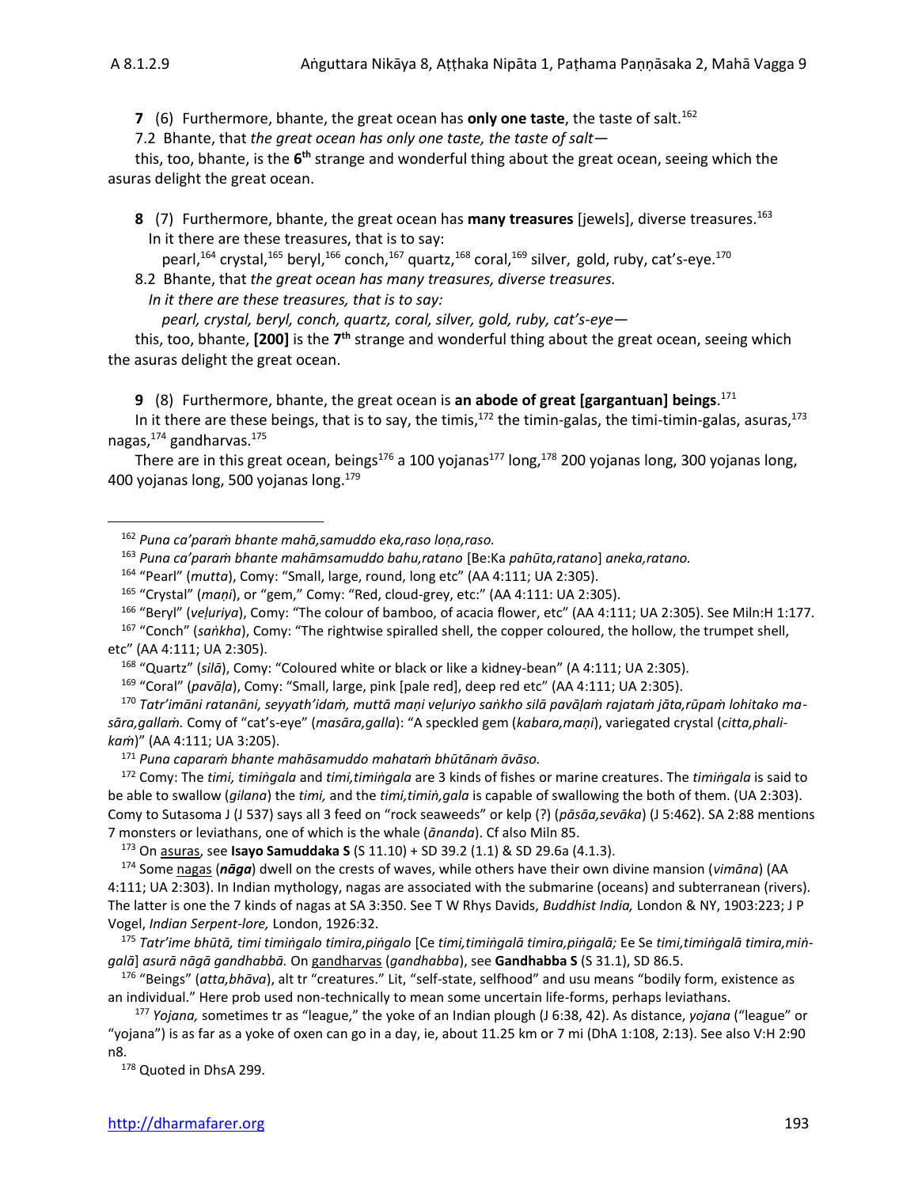**7** (6) Furthermore, bhante, the great ocean has **only one taste**, the taste of salt.[162]

7.2 Bhante, that *the great ocean has only one taste, the taste of salt*—

this, too, bhante, is the **6th** strange and wonderful thing about the great ocean, seeing which the asuras delight the great ocean.

**8** (7) Furthermore, bhante, the great ocean has **many treasures** [jewels], diverse treasures.[163]

In it there are these treasures, that is to say:

pearl,[164] crystal,[165] beryl,[166] conch,[167] quartz,[168] coral,[169] silver, gold, ruby, cat's-eye.[170]

8.2 Bhante, that *the great ocean has many treasures, diverse treasures.*

*In it there are these treasures, that is to say:*

*pearl, crystal, beryl, conch, quartz, coral, silver, gold, ruby, cat's-eye*—

this, too, bhante, **[200]** is the **7th** strange and wonderful thing about the great ocean, seeing which the asuras delight the great ocean.

**9** (8) Furthermore, bhante, the great ocean is **an abode of great [gargantuan] beings**.[171]

In it there are these beings, that is to say, the timis,[172] the timin-galas, the timi-timin-galas, asuras,[173] nagas,[174] gandharvas.[175]

There are in this great ocean, beings[176] a 100 yojanas[177] long,[178] 200 yojanas long, 300 yojanas long, 400 yojanas long, 500 yojanas long.[179]

---

[162] *Puna ca'paraṁ bhante mahā,samuddo eka,raso loṇa,raso.*

[163] *Puna ca'paraṁ bhante mahāmsamuddo bahu,ratano* [Be:Ka *pahūta,ratano*] *aneka,ratano.*

[164] "Pearl" (*mutta*), Comy: "Small, large, round, long etc" (AA 4:111; UA 2:305).

[165] "Crystal" (*maṇi*), or "gem," Comy: "Red, cloud-grey, etc:" (AA 4:111: UA 2:305).

[166] "Beryl" (*veḷuriya*), Comy: "The colour of bamboo, of acacia flower, etc" (AA 4:111; UA 2:305). See Miln:H 1:177.

[167] "Conch" (*saṅkha*), Comy: "The rightwise spiralled shell, the copper coloured, the hollow, the trumpet shell, etc" (AA 4:111; UA 2:305).

[168] "Quartz" (*silā*), Comy: "Coloured white or black or like a kidney-bean" (A 4:111; UA 2:305).

[169] "Coral" (*pavāḷa*), Comy: "Small, large, pink [pale red], deep red etc" (AA 4:111; UA 2:305).

[170] *Tatr'imāni ratanāni, seyyath'idaṁ, muttā maṇi veḷuriyo saṅkho silā pavāḷaṁ rajataṁ jāta,rūpaṁ lohitako masāra,gallaṁ.* Comy of "cat's-eye" (*masāra,galla*): "A speckled gem (*kabara,maṇi*), variegated crystal (*citta,phalikaṁ*)" (AA 4:111; UA 3:205).

[171] *Puna caparaṁ bhante mahāsamuddo mahataṁ bhūtānaṁ āvāso.*

[172] Comy: The *timi, timiṅgala* and *timi,timiṅgala* are 3 kinds of fishes or marine creatures. The *timiṅgala* is said to be able to swallow (*gilana*) the *timi,* and the *timi,timiṅ,gala* is capable of swallowing the both of them. (UA 2:303). Comy to Sutasoma J (J 537) says all 3 feed on "rock seaweeds" or kelp (?) (*pāsāa,sevāka*) (J 5:462). SA 2:88 mentions 7 monsters or leviathans, one of which is the whale (*ānanda*). Cf also Miln 85.

[173] On asuras, see **Isayo Samuddaka S** (S 11.10) + SD 39.2 (1.1) & SD 29.6a (4.1.3).

[174] Some nagas (***nāga***) dwell on the crests of waves, while others have their own divine mansion (*vimāna*) (AA 4:111; UA 2:303). In Indian mythology, nagas are associated with the submarine (oceans) and subterranean (rivers). The latter is one the 7 kinds of nagas at SA 3:350. See T W Rhys Davids, *Buddhist India,* London & NY, 1903:223; J P Vogel, *Indian Serpent-lore,* London, 1926:32.

[175] *Tatr'ime bhūtā, timi timiṅgalo timira,piṅgalo* [Ce *timi,timiṅgalā timira,piṅgalā;* Ee Se *timi,timiṅgalā timira,miṅgalā*] *asurā nāgā gandhabbā.* On gandharvas (*gandhabba*), see **Gandhabba S** (S 31.1), SD 86.5.

[176] "Beings" (*atta,bhāva*), alt tr "creatures." Lit, "self-state, selfhood" and usu means "bodily form, existence as an individual." Here prob used non-technically to mean some uncertain life-forms, perhaps leviathans.

[177] *Yojana,* sometimes tr as "league," the yoke of an Indian plough (J 6:38, 42). As distance, *yojana* ("league" or "yojana") is as far as a yoke of oxen can go in a day, ie, about 11.25 km or 7 mi (DhA 1:108, 2:13). See also V:H 2:90 n8.

[178] Quoted in DhsA 299.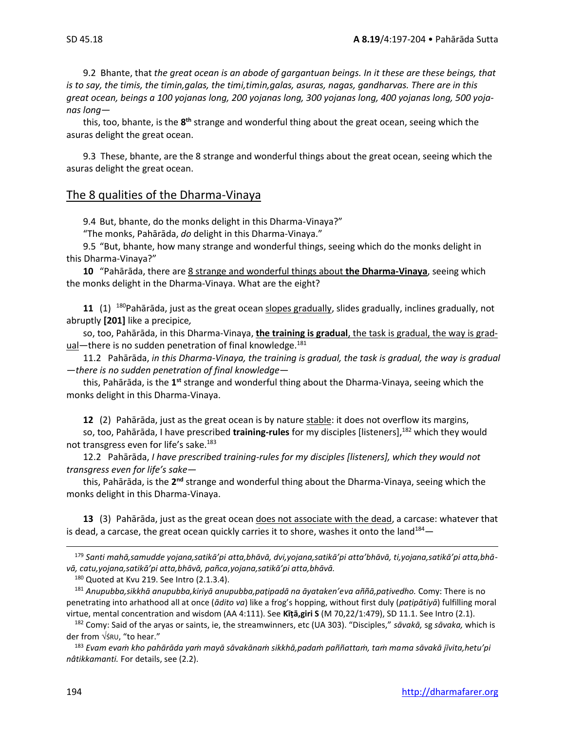9.2 Bhante, that *the great ocean is an abode of gargantuan beings. In it these are these beings, that is to say, the timis, the timin,galas, the timi,timin,galas, asuras, nagas, gandharvas. There are in this great ocean, beings a 100 yojanas long, 200 yojanas long, 300 yojanas long, 400 yojanas long, 500 yojanas long*—

this, too, bhante, is the **8th** strange and wonderful thing about the great ocean, seeing which the asuras delight the great ocean.

9.3 These, bhante, are the 8 strange and wonderful things about the great ocean, seeing which the asuras delight the great ocean.

## The 8 qualities of the Dharma-Vinaya

9.4 But, bhante, do the monks delight in this Dharma-Vinaya?"

"The monks, Pahārāda, *do* delight in this Dharma-Vinaya."

9.5 "But, bhante, how many strange and wonderful things, seeing which do the monks delight in this Dharma-Vinaya?"

**10** "Pahārāda, there are 8 strange and wonderful things about **the Dharma-Vinaya**, seeing which the monks delight in the Dharma-Vinaya. What are the eight?

**11** (1) [180]Pahārāda, just as the great ocean slopes gradually, slides gradually, inclines gradually, not abruptly **[201]** like a precipice*,*

so, too, Pahārāda, in this Dharma-Vinaya, **the training is gradual**, the task is gradual, the way is gradual—there is no sudden penetration of final knowledge.[181]

11.2 Pahārāda, *in this Dharma-Vinaya, the training is gradual, the task is gradual, the way is gradual—there is no sudden penetration of final knowledge*—

this, Pahārāda, is the **1st** strange and wonderful thing about the Dharma-Vinaya, seeing which the monks delight in this Dharma-Vinaya.

**12** (2) Pahārāda, just as the great ocean is by nature stable: it does not overflow its margins,

so, too, Pahārāda, I have prescribed **training-rules** for my disciples [listeners],[182] which they would not transgress even for life's sake.[183]

12.2 Pahārāda, *I have prescribed training-rules for my disciples [listeners], which they would not transgress even for life's sake*—

this, Pahārāda, is the **2nd** strange and wonderful thing about the Dharma-Vinaya, seeing which the monks delight in this Dharma-Vinaya.

**13** (3) Pahārāda, just as the great ocean does not associate with the dead, a carcase: whatever that is dead, a carcase, the great ocean quickly carries it to shore, washes it onto the land[184]—

---

[179] *Santi mahā,samudde yojana,satikā'pi atta,bhāvā, dvi,yojana,satikā'pi atta'bhāvā, ti,yojana,satikā'pi atta,bhāvā, catu,yojana,satikā'pi atta,bhāvā, pañca,yojana,satikā'pi atta,bhāvā.*

[180] Quoted at Kvu 219. See Intro (2.1.3.4).

[181] *Anupubba,sikkhā anupubba,kiriyā anupubba,paṭipadā na āyataken'eva aññā,paṭivedho.* Comy: There is no penetrating into arhathood all at once (*ādito va*) like a frog's hopping, without first duly (*paṭipātiyā*) fulfilling moral virtue, mental concentration and wisdom (AA 4:111). See **Kīṭā,giri S** (M 70,22/1:479), SD 11.1. See Intro (2.1).

[182] Comy: Said of the aryas or saints, ie, the streamwinners, etc (UA 303). "Disciples," *sāvakā,* sg *sāvaka,* which is der from √ŚRU, "to hear."

[183] *Evam evaṁ kho pahārāda yaṁ mayā sāvakānaṁ sikkhā,padaṁ paññattaṁ, taṁ mama sāvakā jīvita,hetu'pi nâtikkamanti.* For details, see (2.2).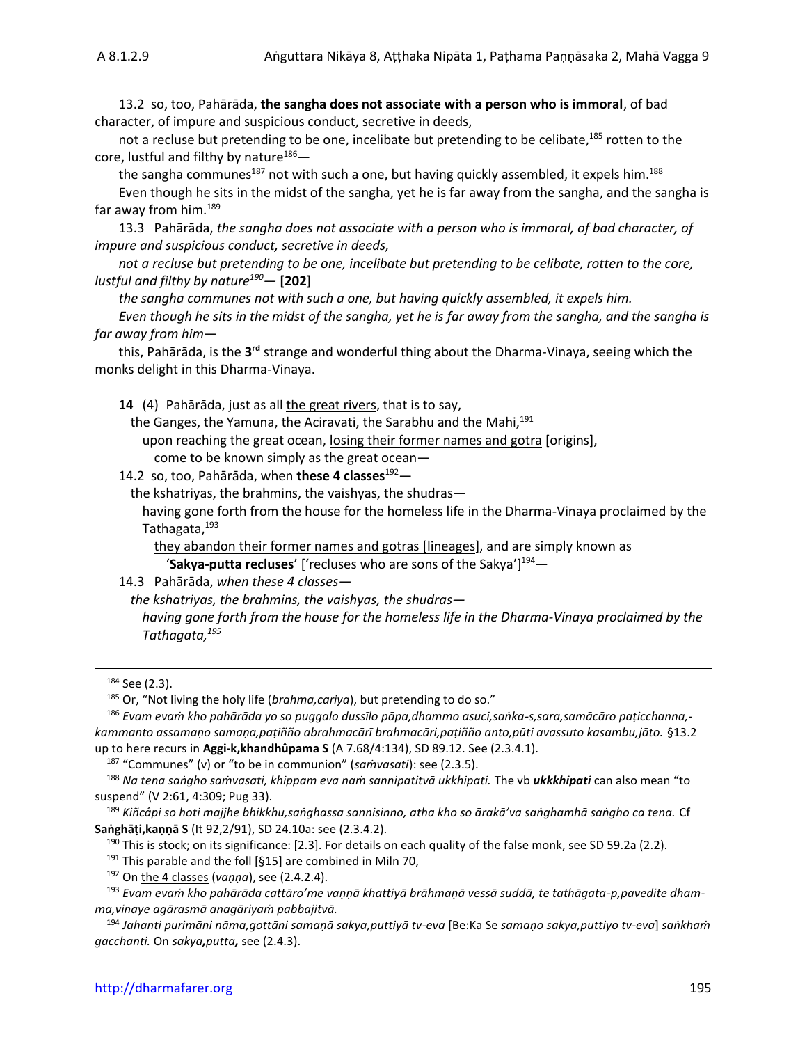13.2 so, too, Pahārāda, **the sangha does not associate with a person who is immoral**, of bad character, of impure and suspicious conduct, secretive in deeds,

not a recluse but pretending to be one, incelibate but pretending to be celibate,[185] rotten to the core, lustful and filthy by nature[186]—

the sangha communes[187] not with such a one, but having quickly assembled, it expels him.[188]

Even though he sits in the midst of the sangha, yet he is far away from the sangha, and the sangha is far away from him.[189]

13.3 Pahārāda, *the sangha does not associate with a person who is immoral, of bad character, of impure and suspicious conduct, secretive in deeds,*

*not a recluse but pretending to be one, incelibate but pretending to be celibate, rotten to the core, lustful and filthy by nature*[190]— **[202]**

*the sangha communes not with such a one, but having quickly assembled, it expels him.*

*Even though he sits in the midst of the sangha, yet he is far away from the sangha, and the sangha is far away from him*—

this, Pahārāda, is the **3rd** strange and wonderful thing about the Dharma-Vinaya, seeing which the monks delight in this Dharma-Vinaya.

**14** (4) Pahārāda, just as all the great rivers, that is to say,

the Ganges, the Yamuna, the Aciravati, the Sarabhu and the Mahi,[191]

upon reaching the great ocean, losing their former names and gotra [origins],

come to be known simply as the great ocean—

14.2 so, too, Pahārāda, when **these 4 classes**[192]—

the kshatriyas, the brahmins, the vaishyas, the shudras—

having gone forth from the house for the homeless life in the Dharma-Vinaya proclaimed by the Tathagata,[193]

they abandon their former names and gotras [lineages], and are simply known as '**Sakya-putta recluses**' ['recluses who are sons of the Sakya'][194]—

14.3 Pahārāda, *when these 4 classes—*

*the kshatriyas, the brahmins, the vaishyas, the shudras—*

*having gone forth from the house for the homeless life in the Dharma-Vinaya proclaimed by the Tathagata,*[195]

---

[184] See (2.3).

[185] Or, "Not living the holy life (*brahma,cariya*), but pretending to do so."

[186] *Evam evaṁ kho pahārāda yo so puggalo dussīlo pāpa,dhammo asuci,saṅka-s,sara,samācāro paṭicchanna,-kammanto assamaṇo samaṇa,paṭiñño abrahmacārī brahmacāri,paṭiñño anto,pūti avassuto kasambu,jāto.* §13.2 up to here recurs in **Aggi-k,khandhûpama S** (A 7.68/4:134), SD 89.12. See (2.3.4.1).

[187] "Communes" (v) or "to be in communion" (*saṁvasati*): see (2.3.5).

[188] *Na tena saṅgho saṁvasati, khippam eva naṁ sannipatitvā ukkhipati.* The vb ***ukkkhipati*** can also mean "to suspend" (V 2:61, 4:309; Pug 33).

[189] *Kiñcâpi so hoti majjhe bhikkhu,saṅghassa sannisinno, atha kho so ārakā'va saṅghamhā saṅgho ca tena.* Cf **Saṅghāṭi,kaṇṇā S** (It 92,2/91), SD 24.10a: see (2.3.4.2).

[190] This is stock; on its significance: [2.3]. For details on each quality of the false monk, see SD 59.2a (2.2).

[191] This parable and the foll [§15] are combined in Miln 70,

[192] On the 4 classes (*vaṇṇa*), see (2.4.2.4).

[193] *Evam evaṁ kho pahārāda cattāro'me vaṇṇā khattiyā brāhmaṇā vessā suddā, te tathāgata-p,pavedite dhamma,vinaye agārasmā anagāriyaṁ pabbajitvā.*

[194] *Jahanti purimāni nāma,gottāni samaṇā sakya,puttiyā tv-eva* [Be:Ka Se *samaṇo sakya,puttiyo tv-eva*] *saṅkhaṁ gacchanti.* On *sakya,putta,* see (2.4.3).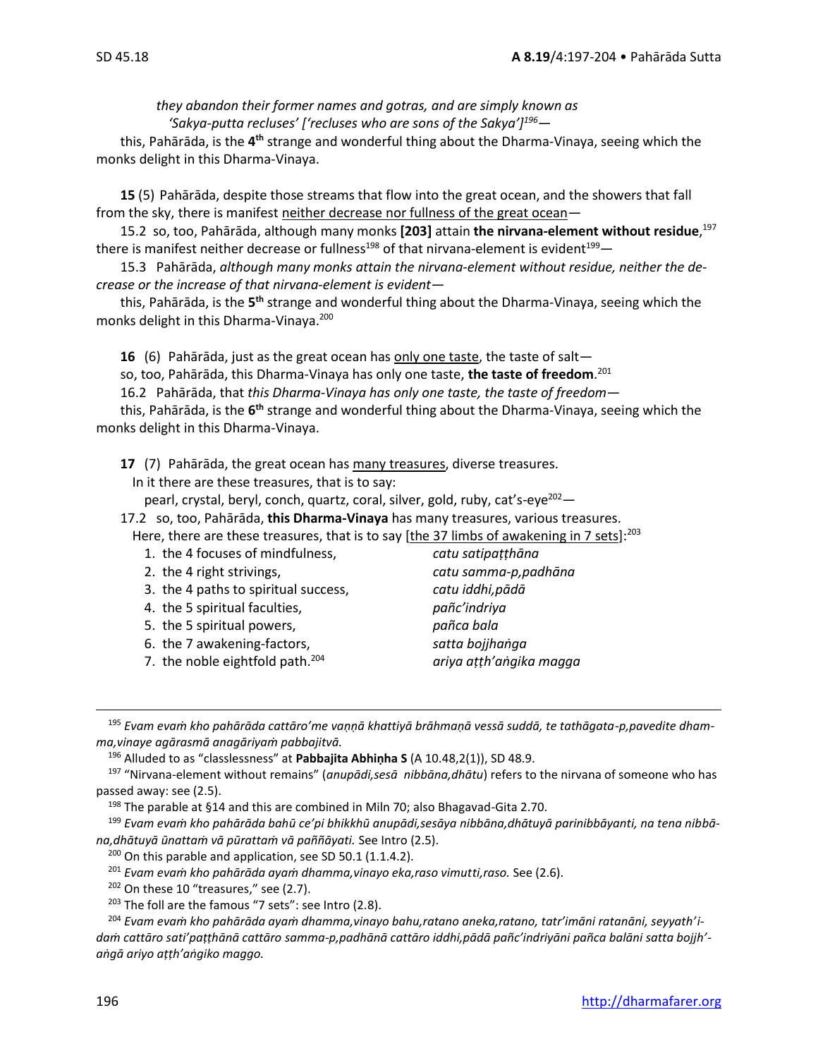*they abandon their former names and gotras, and are simply known as*
*'Sakya-putta recluses' ['recluses who are sons of the Sakya']*[196]—

this, Pahārāda, is the **4th** strange and wonderful thing about the Dharma-Vinaya, seeing which the monks delight in this Dharma-Vinaya.

**15** (5) Pahārāda, despite those streams that flow into the great ocean, and the showers that fall from the sky, there is manifest neither decrease nor fullness of the great ocean—

15.2 so, too, Pahārāda, although many monks **[203]** attain **the nirvana-element without residue**,[197] there is manifest neither decrease or fullness[198] of that nirvana-element is evident[199]—

15.3 Pahārāda, *although many monks attain the nirvana-element without residue, neither the decrease or the increase of that nirvana-element is evident*—

this, Pahārāda, is the **5th** strange and wonderful thing about the Dharma-Vinaya, seeing which the monks delight in this Dharma-Vinaya.[200]

**16** (6) Pahārāda, just as the great ocean has only one taste, the taste of salt—

so, too, Pahārāda, this Dharma-Vinaya has only one taste, **the taste of freedom**.[201]

16.2 Pahārāda, that *this Dharma-Vinaya has only one taste, the taste of freedom*—

this, Pahārāda, is the **6th** strange and wonderful thing about the Dharma-Vinaya, seeing which the monks delight in this Dharma-Vinaya.

**17** (7) Pahārāda, the great ocean has many treasures, diverse treasures.

In it there are these treasures, that is to say:

pearl, crystal, beryl, conch, quartz, coral, silver, gold, ruby, cat's-eye[202]—

17.2 so, too, Pahārāda, **this Dharma-Vinaya** has many treasures, various treasures.

Here, there are these treasures, that is to say [the 37 limbs of awakening in 7 sets]:[203]

| | |
|---|---|
| 1. the 4 focuses of mindfulness, | *catu satipaṭṭhāna* |
| 2. the 4 right strivings, | *catu samma-p,padhāna* |
| 3. the 4 paths to spiritual success, | *catu iddhi,pādā* |
| 4. the 5 spiritual faculties, | *pañc'indriya* |
| 5. the 5 spiritual powers, | *pañca bala* |
| 6. the 7 awakening-factors, | *satta bojjhaṅga* |
| 7. the noble eightfold path.[204] | *ariya aṭṭh'aṅgika magga* |

---

[195] *Evam evaṁ kho pahārāda cattāro'me vaṇṇā khattiyā brāhmaṇā vessā suddā, te tathāgata-p,pavedite dhamma,vinaye agārasmā anagāriyaṁ pabbajitvā.*

[196] Alluded to as "classlessness" at **Pabbajita Abhiṇha S** (A 10.48,2(1)), SD 48.9.

[197] "Nirvana-element without remains" (*anupādi,sesā nibbāna,dhātu*) refers to the nirvana of someone who has passed away: see (2.5).

[198] The parable at §14 and this are combined in Miln 70; also Bhagavad-Gita 2.70.

[199] *Evam evaṁ kho pahārāda bahū ce'pi bhikkhū anupādi,sesāya nibbāna,dhātuyā parinibbāyanti, na tena nibbāna,dhātuyā ūnattaṁ vā pūrattaṁ vā paññāyati.* See Intro (2.5).

[200] On this parable and application, see SD 50.1 (1.1.4.2).

[201] *Evam evaṁ kho pahārāda ayaṁ dhamma,vinayo eka,raso vimutti,raso.* See (2.6).

[202] On these 10 "treasures," see (2.7).

[203] The foll are the famous "7 sets": see Intro (2.8).

[204] *Evam evaṁ kho pahārāda ayaṁ dhamma,vinayo bahu,ratano aneka,ratano, tatr'imāni ratanāni, seyyath'idaṁ cattāro sati'paṭṭhānā cattāro samma-p,padhānā cattāro iddhi,pādā pañc'indriyāni pañca balāni satta bojjh'aṅgā ariyo aṭṭh'aṅgiko maggo.*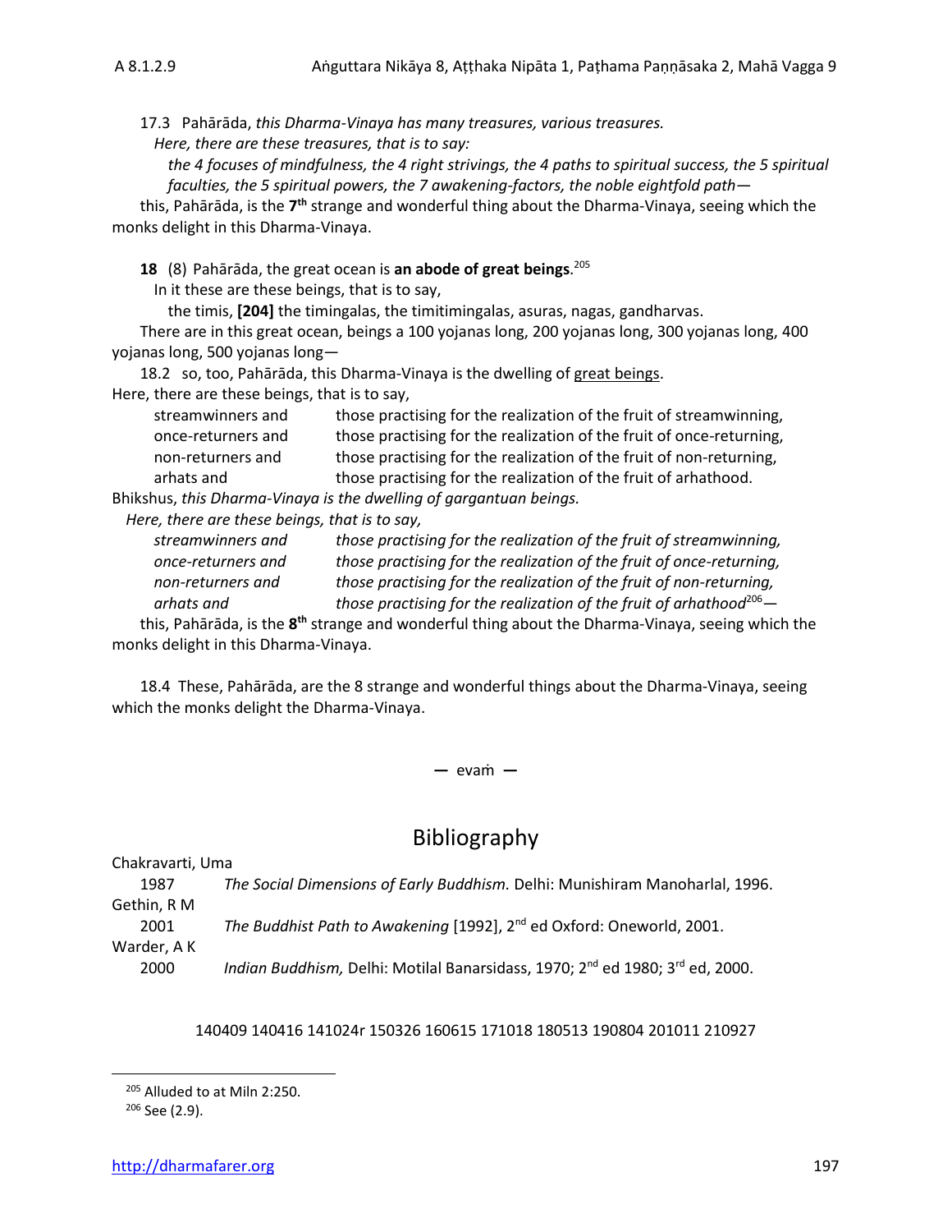17.3 Pahārāda, *this Dharma-Vinaya has many treasures, various treasures.*

*Here, there are these treasures, that is to say:*

*the 4 focuses of mindfulness, the 4 right strivings, the 4 paths to spiritual success, the 5 spiritual faculties, the 5 spiritual powers, the 7 awakening-factors, the noble eightfold path—*

this, Pahārāda, is the **7th** strange and wonderful thing about the Dharma-Vinaya, seeing which the monks delight in this Dharma-Vinaya.

**18** (8) Pahārāda, the great ocean is **an abode of great beings**.[205]

In it these are these beings, that is to say,

the timis, **[204]** the timingalas, the timitimingalas, asuras, nagas, gandharvas.

There are in this great ocean, beings a 100 yojanas long, 200 yojanas long, 300 yojanas long, 400 yojanas long, 500 yojanas long—

18.2 so, too, Pahārāda, this Dharma-Vinaya is the dwelling of great beings.

Here, there are these beings, that is to say,

| | |
|---|---|
| streamwinners and | those practising for the realization of the fruit of streamwinning, |
| once-returners and | those practising for the realization of the fruit of once-returning, |
| non-returners and | those practising for the realization of the fruit of non-returning, |
| arhats and | those practising for the realization of the fruit of arhathood. |

Bhikshus, *this Dharma-Vinaya is the dwelling of gargantuan beings.*

*Here, there are these beings, that is to say,*

| | |
|---|---|
| *streamwinners and* | *those practising for the realization of the fruit of streamwinning,* |
| *once-returners and* | *those practising for the realization of the fruit of once-returning,* |
| *non-returners and* | *those practising for the realization of the fruit of non-returning,* |
| *arhats and* | *those practising for the realization of the fruit of arhathood*[206]— |

this, Pahārāda, is the **8th** strange and wonderful thing about the Dharma-Vinaya, seeing which the monks delight in this Dharma-Vinaya.

18.4 These, Pahārāda, are the 8 strange and wonderful things about the Dharma-Vinaya, seeing which the monks delight the Dharma-Vinaya.

— evaṁ —

## Bibliography

Chakravarti, Uma
1987 *The Social Dimensions of Early Buddhism.* Delhi: Munishiram Manoharlal, 1996.

Gethin, R M
2001 *The Buddhist Path to Awakening* [1992], 2nd ed Oxford: Oneworld, 2001.

Warder, A K
2000 *Indian Buddhism,* Delhi: Motilal Banarsidass, 1970; 2nd ed 1980; 3rd ed, 2000.

140409 140416 141024r 150326 160615 171018 180513 190804 201011 210927

---

[205] Alluded to at Miln 2:250.

[206] See (2.9).